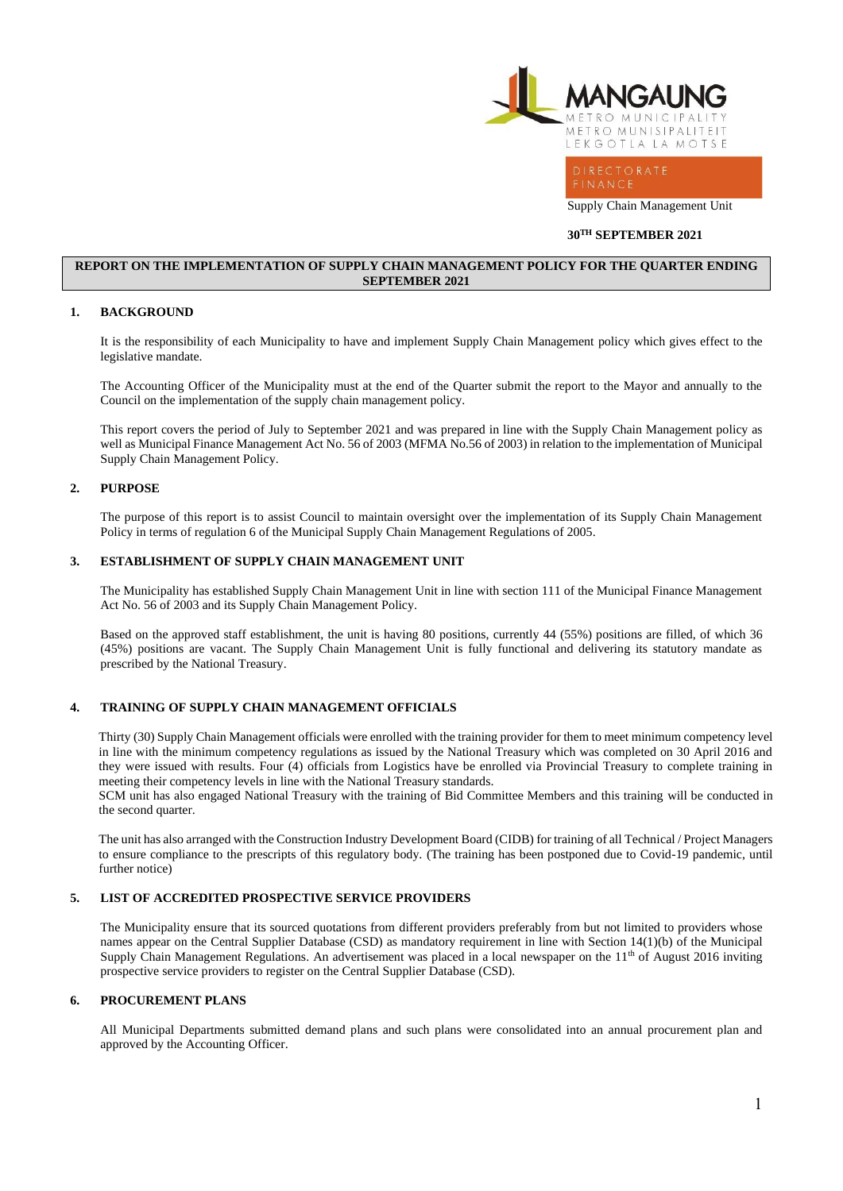MANGAUNG
METRO MUNICIPALITY
METRO MUNISIPALITEIT
LEKGOTLA LA MOTSE

DIRECTORATE
FINANCE

Supply Chain Management Unit

**30TH SEPTEMBER 2021**

**REPORT ON THE IMPLEMENTATION OF SUPPLY CHAIN MANAGEMENT POLICY FOR THE QUARTER ENDING SEPTEMBER 2021**

## 1. BACKGROUND

It is the responsibility of each Municipality to have and implement Supply Chain Management policy which gives effect to the legislative mandate.

The Accounting Officer of the Municipality must at the end of the Quarter submit the report to the Mayor and annually to the Council on the implementation of the supply chain management policy.

This report covers the period of July to September 2021 and was prepared in line with the Supply Chain Management policy as well as Municipal Finance Management Act No. 56 of 2003 (MFMA No.56 of 2003) in relation to the implementation of Municipal Supply Chain Management Policy.

## 2. PURPOSE

The purpose of this report is to assist Council to maintain oversight over the implementation of its Supply Chain Management Policy in terms of regulation 6 of the Municipal Supply Chain Management Regulations of 2005.

## 3. ESTABLISHMENT OF SUPPLY CHAIN MANAGEMENT UNIT

The Municipality has established Supply Chain Management Unit in line with section 111 of the Municipal Finance Management Act No. 56 of 2003 and its Supply Chain Management Policy.

Based on the approved staff establishment, the unit is having 80 positions, currently 44 (55%) positions are filled, of which 36 (45%) positions are vacant. The Supply Chain Management Unit is fully functional and delivering its statutory mandate as prescribed by the National Treasury.

## 4. TRAINING OF SUPPLY CHAIN MANAGEMENT OFFICIALS

Thirty (30) Supply Chain Management officials were enrolled with the training provider for them to meet minimum competency level in line with the minimum competency regulations as issued by the National Treasury which was completed on 30 April 2016 and they were issued with results. Four (4) officials from Logistics have be enrolled via Provincial Treasury to complete training in meeting their competency levels in line with the National Treasury standards.
SCM unit has also engaged National Treasury with the training of Bid Committee Members and this training will be conducted in the second quarter.

The unit has also arranged with the Construction Industry Development Board (CIDB) for training of all Technical / Project Managers to ensure compliance to the prescripts of this regulatory body. (The training has been postponed due to Covid-19 pandemic, until further notice)

## 5. LIST OF ACCREDITED PROSPECTIVE SERVICE PROVIDERS

The Municipality ensure that its sourced quotations from different providers preferably from but not limited to providers whose names appear on the Central Supplier Database (CSD) as mandatory requirement in line with Section 14(1)(b) of the Municipal Supply Chain Management Regulations. An advertisement was placed in a local newspaper on the 11th of August 2016 inviting prospective service providers to register on the Central Supplier Database (CSD).

## 6. PROCUREMENT PLANS

All Municipal Departments submitted demand plans and such plans were consolidated into an annual procurement plan and approved by the Accounting Officer.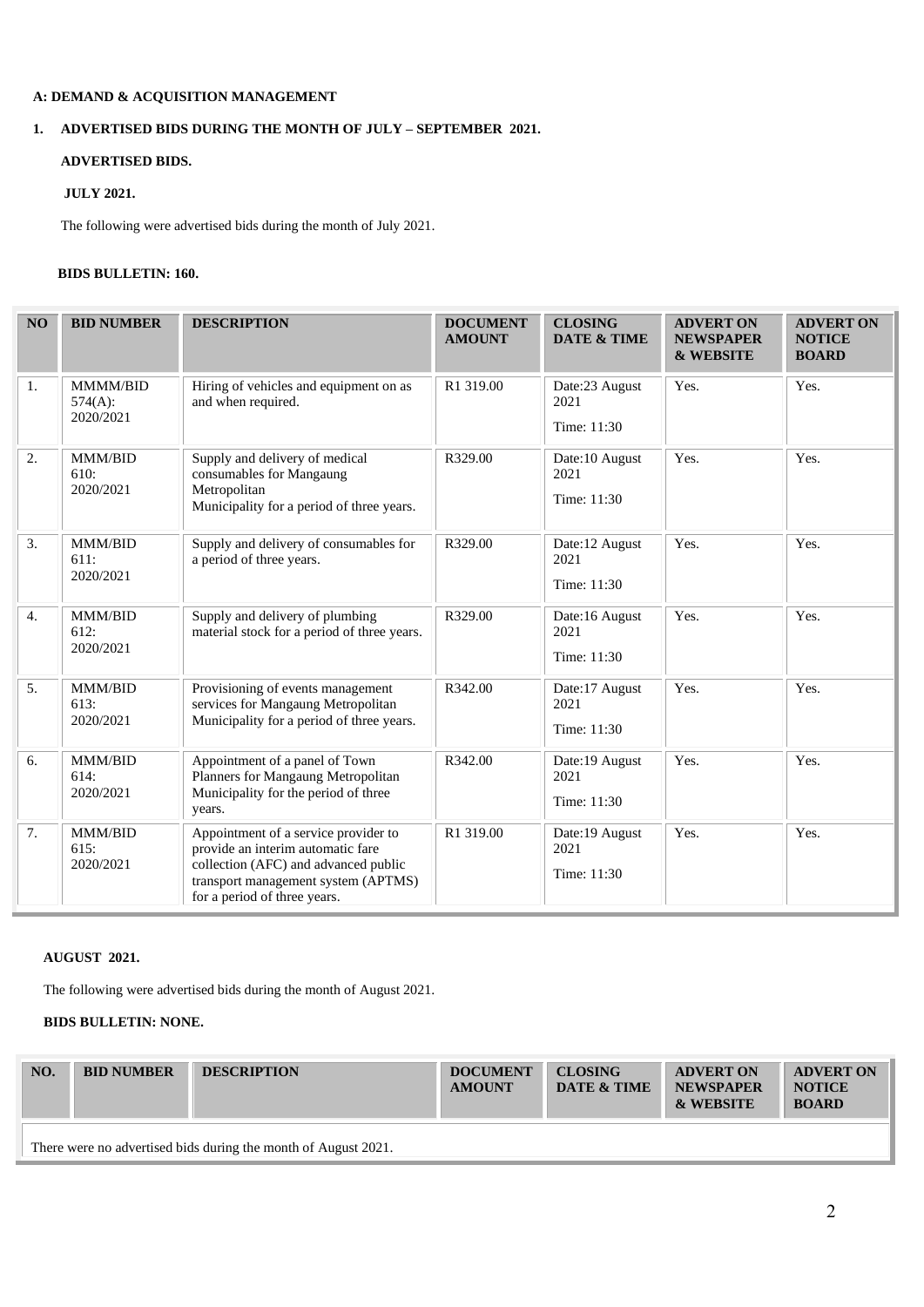**A: DEMAND & ACQUISITION MANAGEMENT**

**1. ADVERTISED BIDS DURING THE MONTH OF JULY – SEPTEMBER 2021.**

**ADVERTISED BIDS.**

**JULY 2021.**

The following were advertised bids during the month of July 2021.

**BIDS BULLETIN: 160.**

| NO | BID NUMBER | DESCRIPTION | DOCUMENT AMOUNT | CLOSING DATE & TIME | ADVERT ON NEWSPAPER & WEBSITE | ADVERT ON NOTICE BOARD |
|---|---|---|---|---|---|---|
| 1. | MMMM/BID 574(A): 2020/2021 | Hiring of vehicles and equipment on as and when required. | R1 319.00 | Date:23 August 2021<br>Time: 11:30 | Yes. | Yes. |
| 2. | MMM/BID 610: 2020/2021 | Supply and delivery of medical consumables for Mangaung Metropolitan Municipality for a period of three years. | R329.00 | Date:10 August 2021<br>Time: 11:30 | Yes. | Yes. |
| 3. | MMM/BID 611: 2020/2021 | Supply and delivery of consumables for a period of three years. | R329.00 | Date:12 August 2021<br>Time: 11:30 | Yes. | Yes. |
| 4. | MMM/BID 612: 2020/2021 | Supply and delivery of plumbing material stock for a period of three years. | R329.00 | Date:16 August 2021<br>Time: 11:30 | Yes. | Yes. |
| 5. | MMM/BID 613: 2020/2021 | Provisioning of events management services for Mangaung Metropolitan Municipality for a period of three years. | R342.00 | Date:17 August 2021<br>Time: 11:30 | Yes. | Yes. |
| 6. | MMM/BID 614: 2020/2021 | Appointment of a panel of Town Planners for Mangaung Metropolitan Municipality for the period of three years. | R342.00 | Date:19 August 2021<br>Time: 11:30 | Yes. | Yes. |
| 7. | MMM/BID 615: 2020/2021 | Appointment of a service provider to provide an interim automatic fare collection (AFC) and advanced public transport management system (APTMS) for a period of three years. | R1 319.00 | Date:19 August 2021<br>Time: 11:30 | Yes. | Yes. |

**AUGUST 2021.**

The following were advertised bids during the month of August 2021.

**BIDS BULLETIN: NONE.**

| NO. | BID NUMBER | DESCRIPTION | DOCUMENT AMOUNT | CLOSING DATE & TIME | ADVERT ON NEWSPAPER & WEBSITE | ADVERT ON NOTICE BOARD |
|---|---|---|---|---|---|---|
| There were no advertised bids during the month of August 2021. | | | | | | |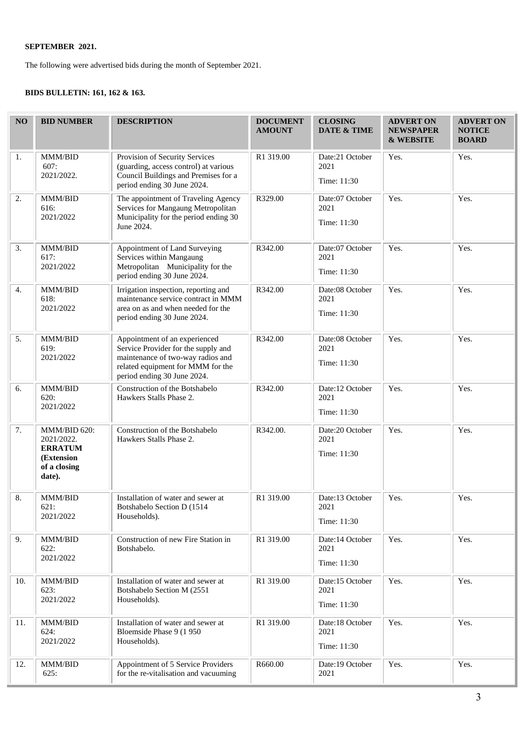**SEPTEMBER 2021.**

The following were advertised bids during the month of September 2021.

**BIDS BULLETIN: 161, 162 & 163.**

| NO | BID NUMBER | DESCRIPTION | DOCUMENT AMOUNT | CLOSING DATE & TIME | ADVERT ON NEWSPAPER & WEBSITE | ADVERT ON NOTICE BOARD |
|---|---|---|---|---|---|---|
| 1. | MMM/BID 607: 2021/2022. | Provision of Security Services (guarding, access control) at various Council Buildings and Premises for a period ending 30 June 2024. | R1 319.00 | Date:21 October 2021 Time: 11:30 | Yes. | Yes. |
| 2. | MMM/BID 616: 2021/2022 | The appointment of Traveling Agency Services for Mangaung Metropolitan Municipality for the period ending 30 June 2024. | R329.00 | Date:07 October 2021 Time: 11:30 | Yes. | Yes. |
| 3. | MMM/BID 617: 2021/2022 | Appointment of Land Surveying Services within Mangaung Metropolitan Municipality for the period ending 30 June 2024. | R342.00 | Date:07 October 2021 Time: 11:30 | Yes. | Yes. |
| 4. | MMM/BID 618: 2021/2022 | Irrigation inspection, reporting and maintenance service contract in MMM area on as and when needed for the period ending 30 June 2024. | R342.00 | Date:08 October 2021 Time: 11:30 | Yes. | Yes. |
| 5. | MMM/BID 619: 2021/2022 | Appointment of an experienced Service Provider for the supply and maintenance of two-way radios and related equipment for MMM for the period ending 30 June 2024. | R342.00 | Date:08 October 2021 Time: 11:30 | Yes. | Yes. |
| 6. | MMM/BID 620: 2021/2022 | Construction of the Botshabelo Hawkers Stalls Phase 2. | R342.00 | Date:12 October 2021 Time: 11:30 | Yes. | Yes. |
| 7. | MMM/BID 620: 2021/2022. **ERRATUM (Extension of a closing date).** | Construction of the Botshabelo Hawkers Stalls Phase 2. | R342.00. | Date:20 October 2021 Time: 11:30 | Yes. | Yes. |
| 8. | MMM/BID 621: 2021/2022 | Installation of water and sewer at Botshabelo Section D (1514 Households). | R1 319.00 | Date:13 October 2021 Time: 11:30 | Yes. | Yes. |
| 9. | MMM/BID 622: 2021/2022 | Construction of new Fire Station in Botshabelo. | R1 319.00 | Date:14 October 2021 Time: 11:30 | Yes. | Yes. |
| 10. | MMM/BID 623: 2021/2022 | Installation of water and sewer at Botshabelo Section M (2551 Households). | R1 319.00 | Date:15 October 2021 Time: 11:30 | Yes. | Yes. |
| 11. | MMM/BID 624: 2021/2022 | Installation of water and sewer at Bloemside Phase 9 (1 950 Households). | R1 319.00 | Date:18 October 2021 Time: 11:30 | Yes. | Yes. |
| 12. | MMM/BID 625: | Appointment of 5 Service Providers for the re-vitalisation and vacuuming | R660.00 | Date:19 October 2021 | Yes. | Yes. |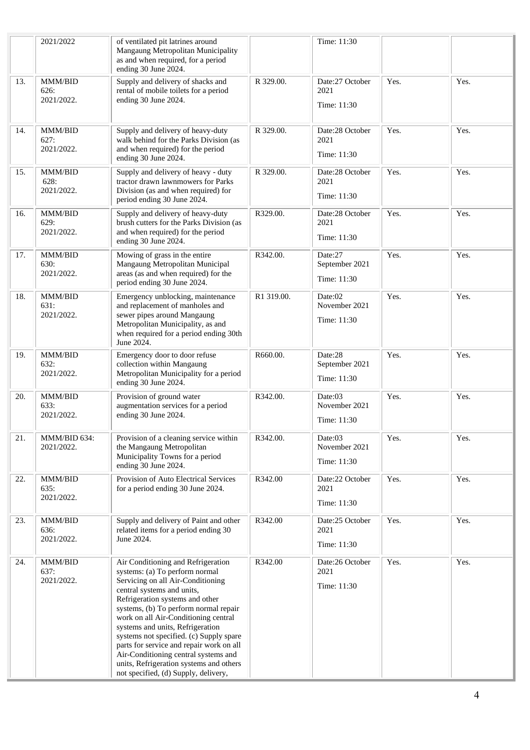|  |  |  |  |  |  |  |
|---|---|---|---|---|---|---|
|  | 2021/2022 | of ventilated pit latrines around Mangaung Metropolitan Municipality as and when required, for a period ending 30 June 2024. |  | Time: 11:30 |  |  |
| 13. | MMM/BID 626: 2021/2022. | Supply and delivery of shacks and rental of mobile toilets for a period ending 30 June 2024. | R 329.00. | Date:27 October 2021<br><br>Time: 11:30 | Yes. | Yes. |
| 14. | MMM/BID 627: 2021/2022. | Supply and delivery of heavy-duty walk behind for the Parks Division (as and when required) for the period ending 30 June 2024. | R 329.00. | Date:28 October 2021<br><br>Time: 11:30 | Yes. | Yes. |
| 15. | MMM/BID 628: 2021/2022. | Supply and delivery of heavy - duty tractor drawn lawnmowers for Parks Division (as and when required) for period ending 30 June 2024. | R 329.00. | Date:28 October 2021<br><br>Time: 11:30 | Yes. | Yes. |
| 16. | MMM/BID 629: 2021/2022. | Supply and delivery of heavy-duty brush cutters for the Parks Division (as and when required) for the period ending 30 June 2024. | R329.00. | Date:28 October 2021<br><br>Time: 11:30 | Yes. | Yes. |
| 17. | MMM/BID 630: 2021/2022. | Mowing of grass in the entire Mangaung Metropolitan Municipal areas (as and when required) for the period ending 30 June 2024. | R342.00. | Date:27 September 2021<br><br>Time: 11:30 | Yes. | Yes. |
| 18. | MMM/BID 631: 2021/2022. | Emergency unblocking, maintenance and replacement of manholes and sewer pipes around Mangaung Metropolitan Municipality, as and when required for a period ending 30th June 2024. | R1 319.00. | Date:02 November 2021<br><br>Time: 11:30 | Yes. | Yes. |
| 19. | MMM/BID 632: 2021/2022. | Emergency door to door refuse collection within Mangaung Metropolitan Municipality for a period ending 30 June 2024. | R660.00. | Date:28 September 2021<br><br>Time: 11:30 | Yes. | Yes. |
| 20. | MMM/BID 633: 2021/2022. | Provision of ground water augmentation services for a period ending 30 June 2024. | R342.00. | Date:03 November 2021<br><br>Time: 11:30 | Yes. | Yes. |
| 21. | MMM/BID 634: 2021/2022. | Provision of a cleaning service within the Mangaung Metropolitan Municipality Towns for a period ending 30 June 2024. | R342.00. | Date:03 November 2021<br><br>Time: 11:30 | Yes. | Yes. |
| 22. | MMM/BID 635: 2021/2022. | Provision of Auto Electrical Services for a period ending 30 June 2024. | R342.00 | Date:22 October 2021<br><br>Time: 11:30 | Yes. | Yes. |
| 23. | MMM/BID 636: 2021/2022. | Supply and delivery of Paint and other related items for a period ending 30 June 2024. | R342.00 | Date:25 October 2021<br><br>Time: 11:30 | Yes. | Yes. |
| 24. | MMM/BID 637: 2021/2022. | Air Conditioning and Refrigeration systems: (a) To perform normal Servicing on all Air-Conditioning central systems and units, Refrigeration systems and other systems, (b) To perform normal repair work on all Air-Conditioning central systems and units, Refrigeration systems not specified. (c) Supply spare parts for service and repair work on all Air-Conditioning central systems and units, Refrigeration systems and others not specified, (d) Supply, delivery, | R342.00 | Date:26 October 2021<br><br>Time: 11:30 | Yes. | Yes. |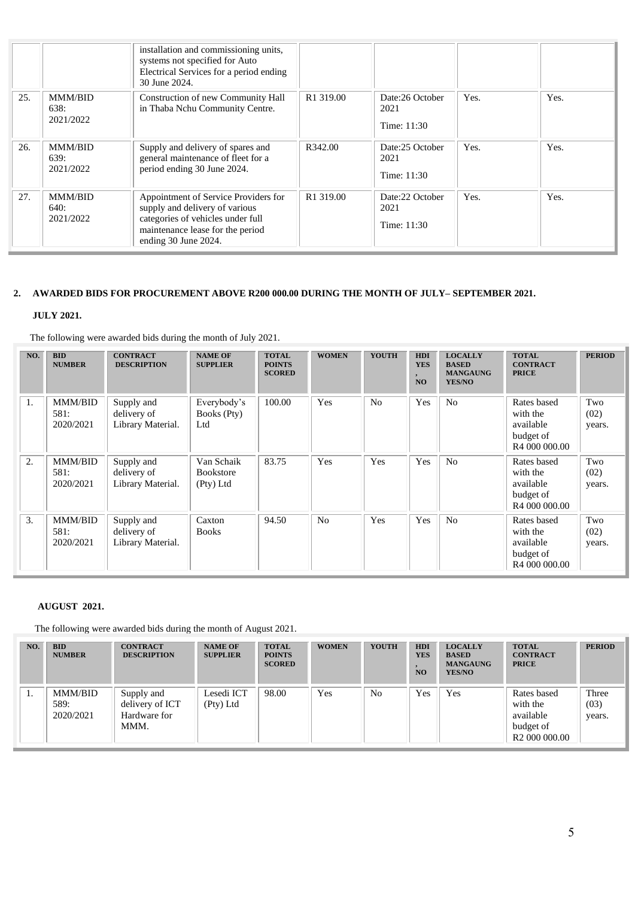| | | installation and commissioning units, systems not specified for Auto Electrical Services for a period ending 30 June 2024. | | | | |
|---|---|---|---|---|---|---|
| 25. | MMM/BID 638: 2021/2022 | Construction of new Community Hall in Thaba Nchu Community Centre. | R1 319.00 | Date:26 October 2021<br>Time: 11:30 | Yes. | Yes. |
| 26. | MMM/BID 639: 2021/2022 | Supply and delivery of spares and general maintenance of fleet for a period ending 30 June 2024. | R342.00 | Date:25 October 2021<br>Time: 11:30 | Yes. | Yes. |
| 27. | MMM/BID 640: 2021/2022 | Appointment of Service Providers for supply and delivery of various categories of vehicles under full maintenance lease for the period ending 30 June 2024. | R1 319.00 | Date:22 October 2021<br>Time: 11:30 | Yes. | Yes. |

## 2. AWARDED BIDS FOR PROCUREMENT ABOVE R200 000.00 DURING THE MONTH OF JULY– SEPTEMBER 2021.

### JULY 2021.

The following were awarded bids during the month of July 2021.

| NO. | BID NUMBER | CONTRACT DESCRIPTION | NAME OF SUPPLIER | TOTAL POINTS SCORED | WOMEN | YOUTH | HDI YES, NO | LOCALLY BASED MANGAUNG YES/NO | TOTAL CONTRACT PRICE | PERIOD |
|---|---|---|---|---|---|---|---|---|---|---|
| 1. | MMM/BID 581: 2020/2021 | Supply and delivery of Library Material. | Everybody's Books (Pty) Ltd | 100.00 | Yes | No | Yes | No | Rates based with the available budget of R4 000 000.00 | Two (02) years. |
| 2. | MMM/BID 581: 2020/2021 | Supply and delivery of Library Material. | Van Schaik Bookstore (Pty) Ltd | 83.75 | Yes | Yes | Yes | No | Rates based with the available budget of R4 000 000.00 | Two (02) years. |
| 3. | MMM/BID 581: 2020/2021 | Supply and delivery of Library Material. | Caxton Books | 94.50 | No | Yes | Yes | No | Rates based with the available budget of R4 000 000.00 | Two (02) years. |

### AUGUST 2021.

The following were awarded bids during the month of August 2021.

| NO. | BID NUMBER | CONTRACT DESCRIPTION | NAME OF SUPPLIER | TOTAL POINTS SCORED | WOMEN | YOUTH | HDI YES, NO | LOCALLY BASED MANGAUNG YES/NO | TOTAL CONTRACT PRICE | PERIOD |
|---|---|---|---|---|---|---|---|---|---|---|
| 1. | MMM/BID 589: 2020/2021 | Supply and delivery of ICT Hardware for MMM. | Lesedi ICT (Pty) Ltd | 98.00 | Yes | No | Yes | Yes | Rates based with the available budget of R2 000 000.00 | Three (03) years. |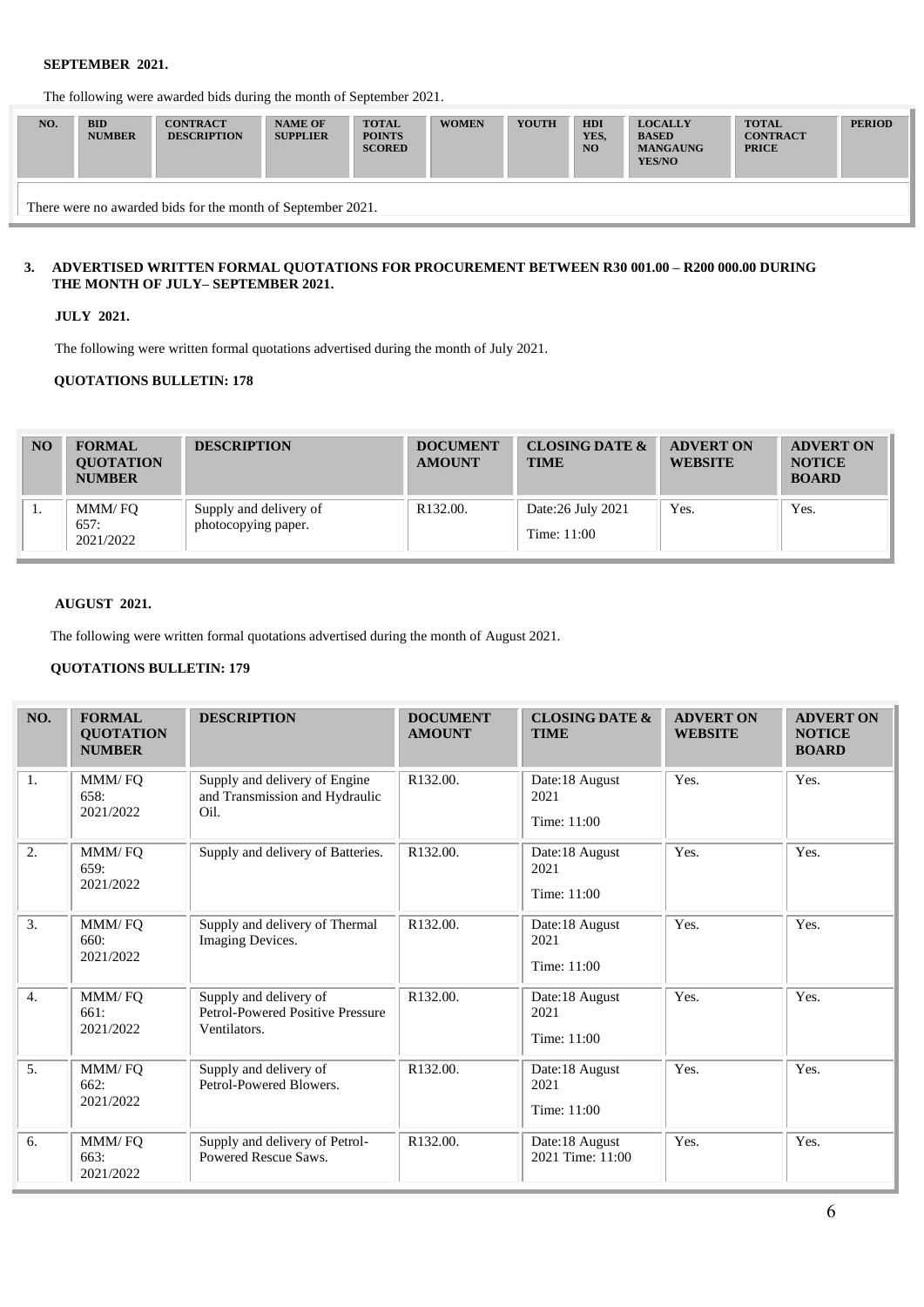**SEPTEMBER 2021.**

The following were awarded bids during the month of September 2021.

| NO. | BID NUMBER | CONTRACT DESCRIPTION | NAME OF SUPPLIER | TOTAL POINTS SCORED | WOMEN | YOUTH | HDI YES, NO | LOCALLY BASED MANGAUNG YES/NO | TOTAL CONTRACT PRICE | PERIOD |
|---|---|---|---|---|---|---|---|---|---|---|
| There were no awarded bids for the month of September 2021. | | | | | | | | | | |

## 3. ADVERTISED WRITTEN FORMAL QUOTATIONS FOR PROCUREMENT BETWEEN R30 001.00 – R200 000.00 DURING THE MONTH OF JULY– SEPTEMBER 2021.

**JULY 2021.**

The following were written formal quotations advertised during the month of July 2021.

**QUOTATIONS BULLETIN: 178**

| NO | FORMAL QUOTATION NUMBER | DESCRIPTION | DOCUMENT AMOUNT | CLOSING DATE & TIME | ADVERT ON WEBSITE | ADVERT ON NOTICE BOARD |
|---|---|---|---|---|---|---|
| 1. | MMM/ FQ 657: 2021/2022 | Supply and delivery of photocopying paper. | R132.00. | Date:26 July 2021 Time: 11:00 | Yes. | Yes. |

**AUGUST 2021.**

The following were written formal quotations advertised during the month of August 2021.

**QUOTATIONS BULLETIN: 179**

| NO. | FORMAL QUOTATION NUMBER | DESCRIPTION | DOCUMENT AMOUNT | CLOSING DATE & TIME | ADVERT ON WEBSITE | ADVERT ON NOTICE BOARD |
|---|---|---|---|---|---|---|
| 1. | MMM/ FQ 658: 2021/2022 | Supply and delivery of Engine and Transmission and Hydraulic Oil. | R132.00. | Date:18 August 2021 Time: 11:00 | Yes. | Yes. |
| 2. | MMM/ FQ 659: 2021/2022 | Supply and delivery of Batteries. | R132.00. | Date:18 August 2021 Time: 11:00 | Yes. | Yes. |
| 3. | MMM/ FQ 660: 2021/2022 | Supply and delivery of Thermal Imaging Devices. | R132.00. | Date:18 August 2021 Time: 11:00 | Yes. | Yes. |
| 4. | MMM/ FQ 661: 2021/2022 | Supply and delivery of Petrol-Powered Positive Pressure Ventilators. | R132.00. | Date:18 August 2021 Time: 11:00 | Yes. | Yes. |
| 5. | MMM/ FQ 662: 2021/2022 | Supply and delivery of Petrol-Powered Blowers. | R132.00. | Date:18 August 2021 Time: 11:00 | Yes. | Yes. |
| 6. | MMM/ FQ 663: 2021/2022 | Supply and delivery of Petrol-Powered Rescue Saws. | R132.00. | Date:18 August 2021 Time: 11:00 | Yes. | Yes. |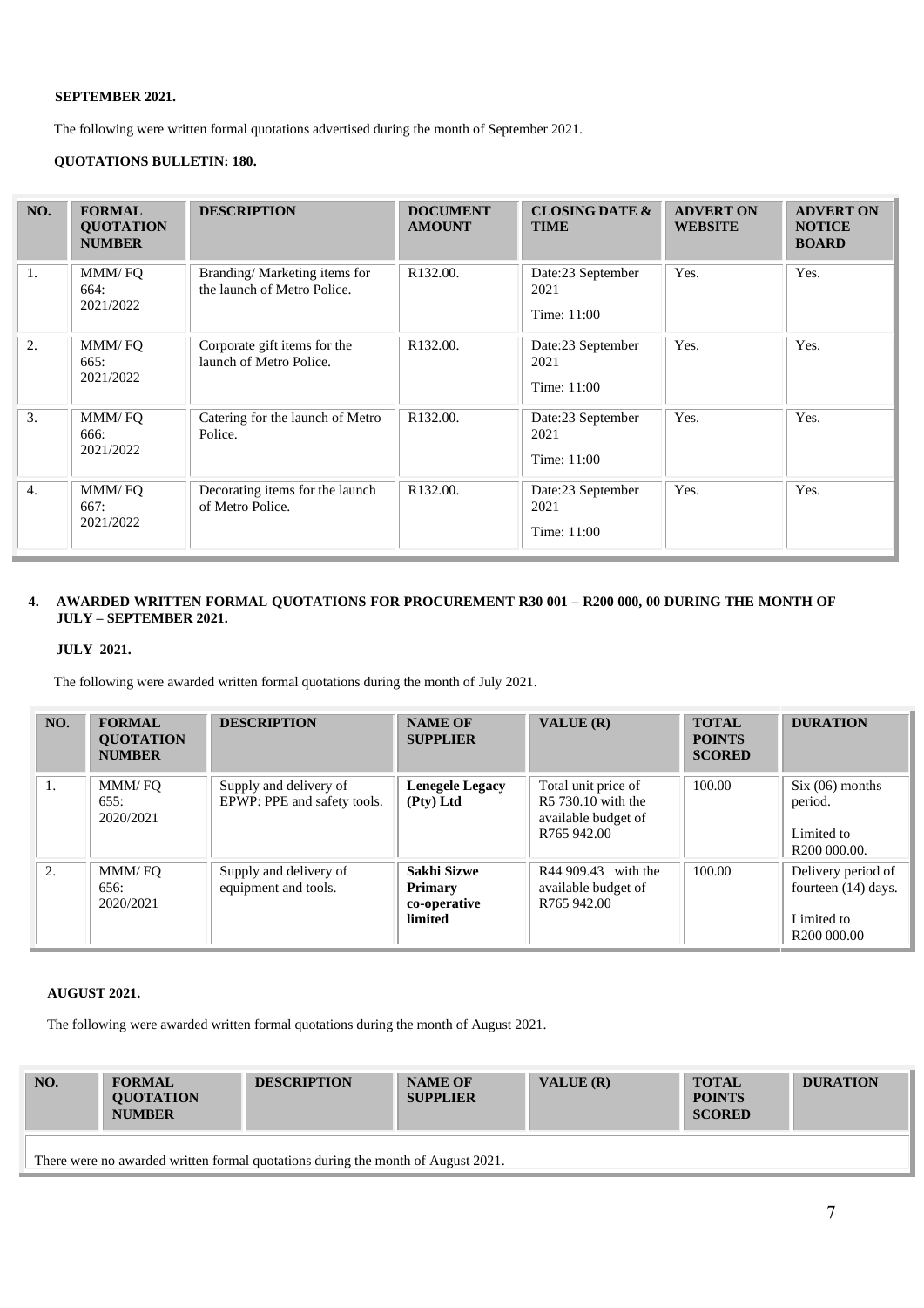**SEPTEMBER 2021.**

The following were written formal quotations advertised during the month of September 2021.

**QUOTATIONS BULLETIN: 180.**

| NO. | FORMAL QUOTATION NUMBER | DESCRIPTION | DOCUMENT AMOUNT | CLOSING DATE & TIME | ADVERT ON WEBSITE | ADVERT ON NOTICE BOARD |
|---|---|---|---|---|---|---|
| 1. | MMM/ FQ 664: 2021/2022 | Branding/ Marketing items for the launch of Metro Police. | R132.00. | Date:23 September 2021<br>Time: 11:00 | Yes. | Yes. |
| 2. | MMM/ FQ 665: 2021/2022 | Corporate gift items for the launch of Metro Police. | R132.00. | Date:23 September 2021<br>Time: 11:00 | Yes. | Yes. |
| 3. | MMM/ FQ 666: 2021/2022 | Catering for the launch of Metro Police. | R132.00. | Date:23 September 2021<br>Time: 11:00 | Yes. | Yes. |
| 4. | MMM/ FQ 667: 2021/2022 | Decorating items for the launch of Metro Police. | R132.00. | Date:23 September 2021<br>Time: 11:00 | Yes. | Yes. |

**4. AWARDED WRITTEN FORMAL QUOTATIONS FOR PROCUREMENT R30 001 – R200 000, 00 DURING THE MONTH OF JULY – SEPTEMBER 2021.**

**JULY 2021.**

The following were awarded written formal quotations during the month of July 2021.

| NO. | FORMAL QUOTATION NUMBER | DESCRIPTION | NAME OF SUPPLIER | VALUE (R) | TOTAL POINTS SCORED | DURATION |
|---|---|---|---|---|---|---|
| 1. | MMM/ FQ 655: 2020/2021 | Supply and delivery of EPWP: PPE and safety tools. | **Lenegele Legacy (Pty) Ltd** | Total unit price of R5 730.10 with the available budget of R765 942.00 | 100.00 | Six (06) months period.<br>Limited to R200 000.00. |
| 2. | MMM/ FQ 656: 2020/2021 | Supply and delivery of equipment and tools. | **Sakhi Sizwe Primary co-operative limited** | R44 909.43 with the available budget of R765 942.00 | 100.00 | Delivery period of fourteen (14) days.<br>Limited to R200 000.00 |

**AUGUST 2021.**

The following were awarded written formal quotations during the month of August 2021.

| NO. | FORMAL QUOTATION NUMBER | DESCRIPTION | NAME OF SUPPLIER | VALUE (R) | TOTAL POINTS SCORED | DURATION |
|---|---|---|---|---|---|---|
| There were no awarded written formal quotations during the month of August 2021. | | | | | | |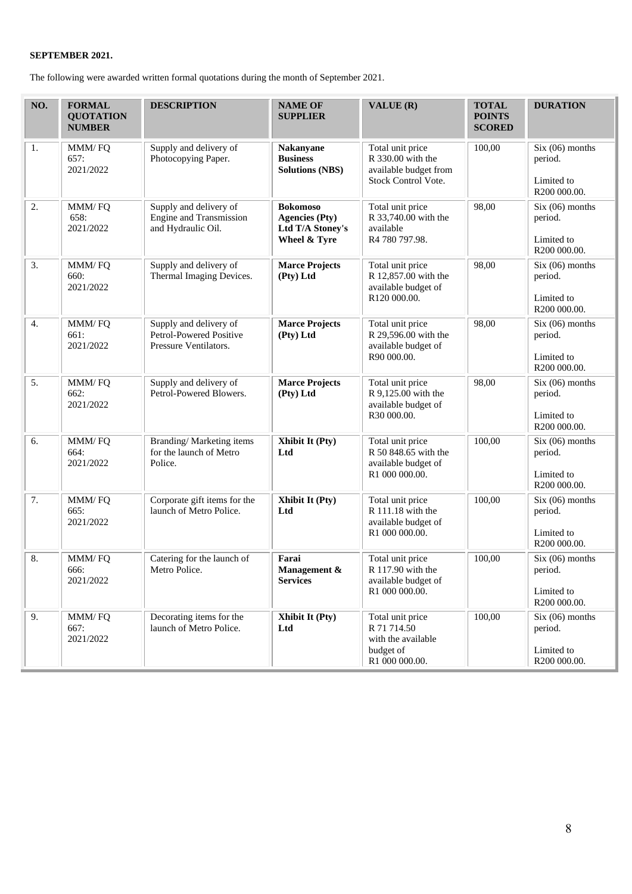**SEPTEMBER 2021.**

The following were awarded written formal quotations during the month of September 2021.

| NO. | FORMAL QUOTATION NUMBER | DESCRIPTION | NAME OF SUPPLIER | VALUE (R) | TOTAL POINTS SCORED | DURATION |
|---|---|---|---|---|---|---|
| 1. | MMM/ FQ 657: 2021/2022 | Supply and delivery of Photocopying Paper. | **Nakanyane Business Solutions (NBS)** | Total unit price R 330.00 with the available budget from Stock Control Vote. | 100,00 | Six (06) months period. Limited to R200 000.00. |
| 2. | MMM/ FQ 658: 2021/2022 | Supply and delivery of Engine and Transmission and Hydraulic Oil. | **Bokomoso Agencies (Pty) Ltd T/A Stoney's Wheel & Tyre** | Total unit price R 33,740.00 with the available R4 780 797.98. | 98,00 | Six (06) months period. Limited to R200 000.00. |
| 3. | MMM/ FQ 660: 2021/2022 | Supply and delivery of Thermal Imaging Devices. | **Marce Projects (Pty) Ltd** | Total unit price R 12,857.00 with the available budget of R120 000.00. | 98,00 | Six (06) months period. Limited to R200 000.00. |
| 4. | MMM/ FQ 661: 2021/2022 | Supply and delivery of Petrol-Powered Positive Pressure Ventilators. | **Marce Projects (Pty) Ltd** | Total unit price R 29,596.00 with the available budget of R90 000.00. | 98,00 | Six (06) months period. Limited to R200 000.00. |
| 5. | MMM/ FQ 662: 2021/2022 | Supply and delivery of Petrol-Powered Blowers. | **Marce Projects (Pty) Ltd** | Total unit price R 9,125.00 with the available budget of R30 000.00. | 98,00 | Six (06) months period. Limited to R200 000.00. |
| 6. | MMM/ FQ 664: 2021/2022 | Branding/ Marketing items for the launch of Metro Police. | **Xhibit It (Pty) Ltd** | Total unit price R 50 848.65 with the available budget of R1 000 000.00. | 100,00 | Six (06) months period. Limited to R200 000.00. |
| 7. | MMM/ FQ 665: 2021/2022 | Corporate gift items for the launch of Metro Police. | **Xhibit It (Pty) Ltd** | Total unit price R 111.18 with the available budget of R1 000 000.00. | 100,00 | Six (06) months period. Limited to R200 000.00. |
| 8. | MMM/ FQ 666: 2021/2022 | Catering for the launch of Metro Police. | **Farai Management & Services** | Total unit price R 117.90 with the available budget of R1 000 000.00. | 100,00 | Six (06) months period. Limited to R200 000.00. |
| 9. | MMM/ FQ 667: 2021/2022 | Decorating items for the launch of Metro Police. | **Xhibit It (Pty) Ltd** | Total unit price R 71 714.50 with the available budget of R1 000 000.00. | 100,00 | Six (06) months period. Limited to R200 000.00. |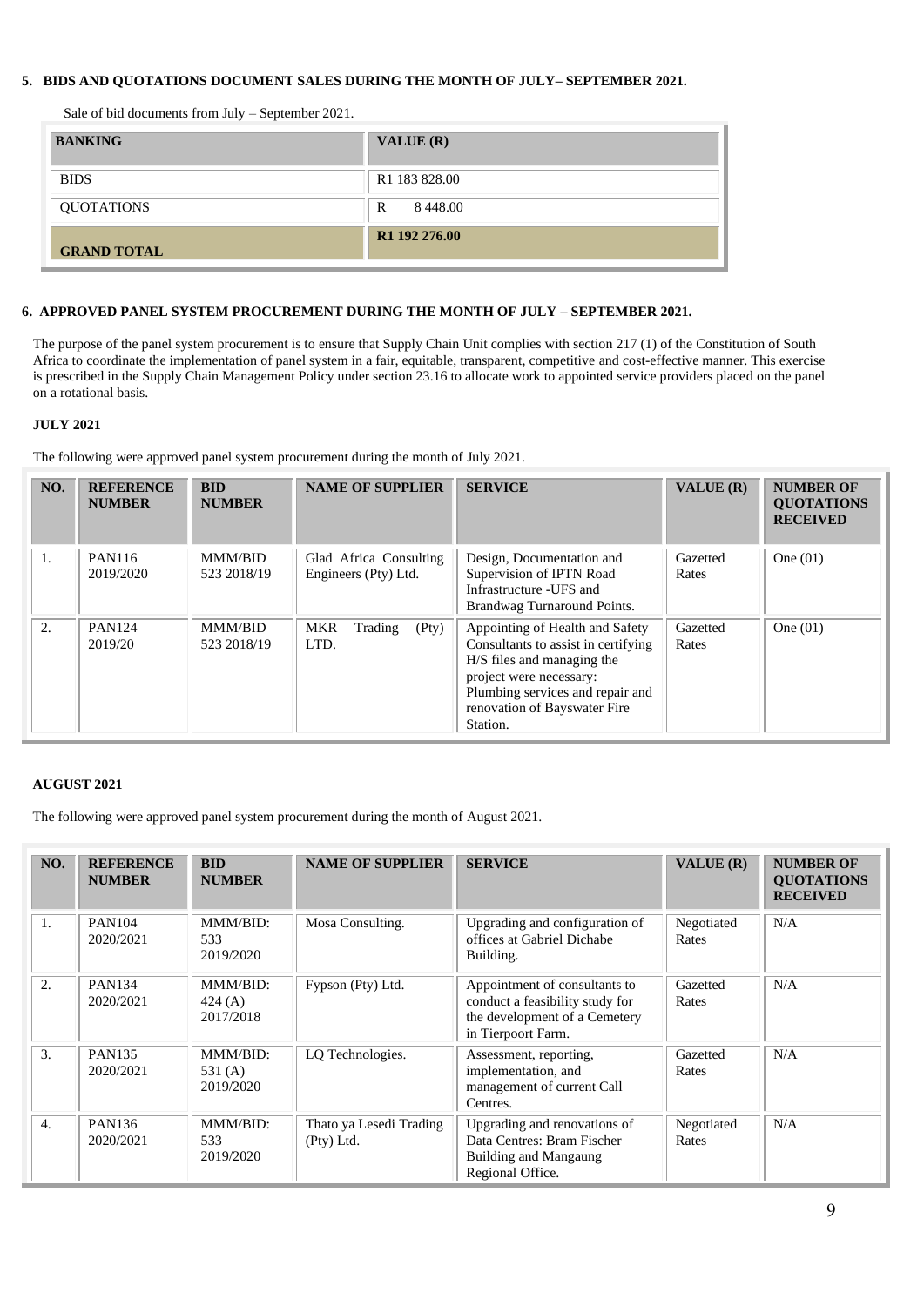## 5. BIDS AND QUOTATIONS DOCUMENT SALES DURING THE MONTH OF JULY– SEPTEMBER 2021.

Sale of bid documents from July – September 2021.

| BANKING | VALUE (R) |
|---|---|
| BIDS | R1 183 828.00 |
| QUOTATIONS | R 8 448.00 |
| **GRAND TOTAL** | **R1 192 276.00** |

## 6. APPROVED PANEL SYSTEM PROCUREMENT DURING THE MONTH OF JULY – SEPTEMBER 2021.

The purpose of the panel system procurement is to ensure that Supply Chain Unit complies with section 217 (1) of the Constitution of South Africa to coordinate the implementation of panel system in a fair, equitable, transparent, competitive and cost-effective manner. This exercise is prescribed in the Supply Chain Management Policy under section 23.16 to allocate work to appointed service providers placed on the panel on a rotational basis.

**JULY 2021**

The following were approved panel system procurement during the month of July 2021.

| NO. | REFERENCE NUMBER | BID NUMBER | NAME OF SUPPLIER | SERVICE | VALUE (R) | NUMBER OF QUOTATIONS RECEIVED |
|---|---|---|---|---|---|---|
| 1. | PAN116 2019/2020 | MMM/BID 523 2018/19 | Glad Africa Consulting Engineers (Pty) Ltd. | Design, Documentation and Supervision of IPTN Road Infrastructure -UFS and Brandwag Turnaround Points. | Gazetted Rates | One (01) |
| 2. | PAN124 2019/20 | MMM/BID 523 2018/19 | MKR Trading (Pty) LTD. | Appointing of Health and Safety Consultants to assist in certifying H/S files and managing the project were necessary: Plumbing services and repair and renovation of Bayswater Fire Station. | Gazetted Rates | One (01) |

**AUGUST 2021**

The following were approved panel system procurement during the month of August 2021.

| NO. | REFERENCE NUMBER | BID NUMBER | NAME OF SUPPLIER | SERVICE | VALUE (R) | NUMBER OF QUOTATIONS RECEIVED |
|---|---|---|---|---|---|---|
| 1. | PAN104 2020/2021 | MMM/BID: 533 2019/2020 | Mosa Consulting. | Upgrading and configuration of offices at Gabriel Dichabe Building. | Negotiated Rates | N/A |
| 2. | PAN134 2020/2021 | MMM/BID: 424 (A) 2017/2018 | Fypson (Pty) Ltd. | Appointment of consultants to conduct a feasibility study for the development of a Cemetery in Tierpoort Farm. | Gazetted Rates | N/A |
| 3. | PAN135 2020/2021 | MMM/BID: 531 (A) 2019/2020 | LQ Technologies. | Assessment, reporting, implementation, and management of current Call Centres. | Gazetted Rates | N/A |
| 4. | PAN136 2020/2021 | MMM/BID: 533 2019/2020 | Thato ya Lesedi Trading (Pty) Ltd. | Upgrading and renovations of Data Centres: Bram Fischer Building and Mangaung Regional Office. | Negotiated Rates | N/A |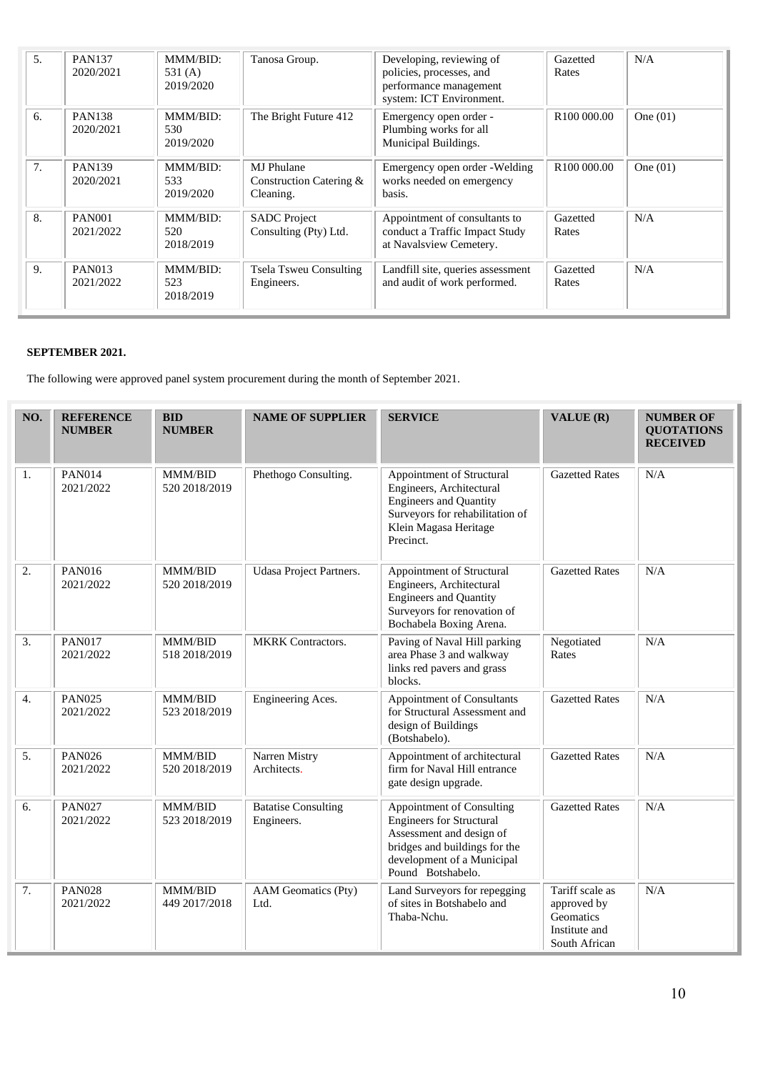| 5. | PAN137 2020/2021 | MMM/BID: 531 (A) 2019/2020 | Tanosa Group. | Developing, reviewing of policies, processes, and performance management system: ICT Environment. | Gazetted Rates | N/A |
|---|---|---|---|---|---|---|
| 6. | PAN138 2020/2021 | MMM/BID: 530 2019/2020 | The Bright Future 412 | Emergency open order - Plumbing works for all Municipal Buildings. | R100 000.00 | One (01) |
| 7. | PAN139 2020/2021 | MMM/BID: 533 2019/2020 | MJ Phulane Construction Catering & Cleaning. | Emergency open order -Welding works needed on emergency basis. | R100 000.00 | One (01) |
| 8. | PAN001 2021/2022 | MMM/BID: 520 2018/2019 | SADC Project Consulting (Pty) Ltd. | Appointment of consultants to conduct a Traffic Impact Study at Navalsview Cemetery. | Gazetted Rates | N/A |
| 9. | PAN013 2021/2022 | MMM/BID: 523 2018/2019 | Tsela Tsweu Consulting Engineers. | Landfill site, queries assessment and audit of work performed. | Gazetted Rates | N/A |

**SEPTEMBER 2021.**

The following were approved panel system procurement during the month of September 2021.

| NO. | REFERENCE NUMBER | BID NUMBER | NAME OF SUPPLIER | SERVICE | VALUE (R) | NUMBER OF QUOTATIONS RECEIVED |
|---|---|---|---|---|---|---|
| 1. | PAN014 2021/2022 | MMM/BID 520 2018/2019 | Phethogo Consulting. | Appointment of Structural Engineers, Architectural Engineers and Quantity Surveyors for rehabilitation of Klein Magasa Heritage Precinct. | Gazetted Rates | N/A |
| 2. | PAN016 2021/2022 | MMM/BID 520 2018/2019 | Udasa Project Partners. | Appointment of Structural Engineers, Architectural Engineers and Quantity Surveyors for renovation of Bochabela Boxing Arena. | Gazetted Rates | N/A |
| 3. | PAN017 2021/2022 | MMM/BID 518 2018/2019 | MKRK Contractors. | Paving of Naval Hill parking area Phase 3 and walkway links red pavers and grass blocks. | Negotiated Rates | N/A |
| 4. | PAN025 2021/2022 | MMM/BID 523 2018/2019 | Engineering Aces. | Appointment of Consultants for Structural Assessment and design of Buildings (Botshabelo). | Gazetted Rates | N/A |
| 5. | PAN026 2021/2022 | MMM/BID 520 2018/2019 | Narren Mistry Architects. | Appointment of architectural firm for Naval Hill entrance gate design upgrade. | Gazetted Rates | N/A |
| 6. | PAN027 2021/2022 | MMM/BID 523 2018/2019 | Batatise Consulting Engineers. | Appointment of Consulting Engineers for Structural Assessment and design of bridges and buildings for the development of a Municipal Pound Botshabelo. | Gazetted Rates | N/A |
| 7. | PAN028 2021/2022 | MMM/BID 449 2017/2018 | AAM Geomatics (Pty) Ltd. | Land Surveyors for repegging of sites in Botshabelo and Thaba-Nchu. | Tariff scale as approved by Geomatics Institute and South African | N/A |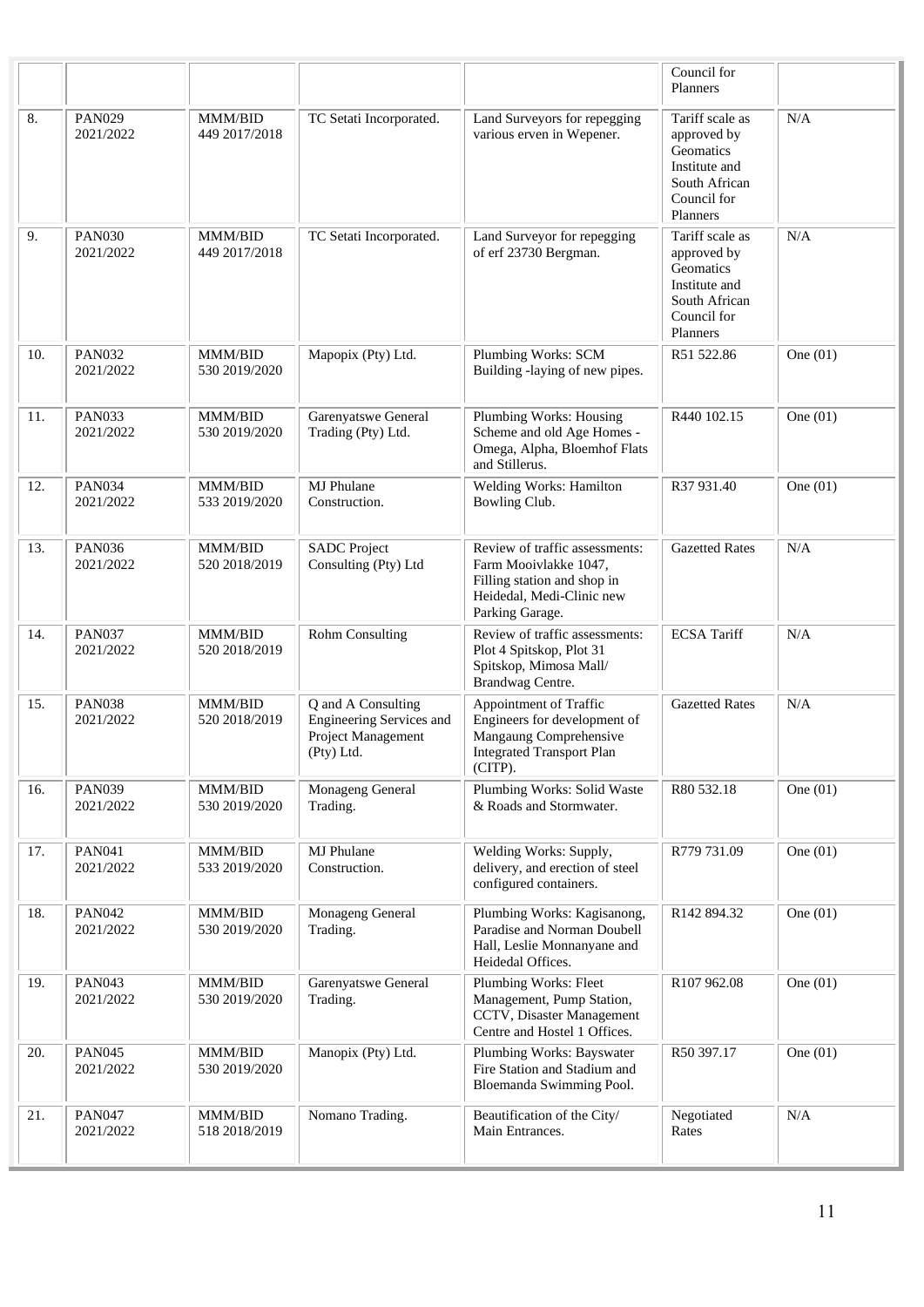| | | | | | Council for Planners | |
|---|---|---|---|---|---|---|
| 8. | PAN029 2021/2022 | MMM/BID 449 2017/2018 | TC Setati Incorporated. | Land Surveyors for repegging various erven in Wepener. | Tariff scale as approved by Geomatics Institute and South African Council for Planners | N/A |
| 9. | PAN030 2021/2022 | MMM/BID 449 2017/2018 | TC Setati Incorporated. | Land Surveyor for repegging of erf 23730 Bergman. | Tariff scale as approved by Geomatics Institute and South African Council for Planners | N/A |
| 10. | PAN032 2021/2022 | MMM/BID 530 2019/2020 | Mapopix (Pty) Ltd. | Plumbing Works: SCM Building -laying of new pipes. | R51 522.86 | One (01) |
| 11. | PAN033 2021/2022 | MMM/BID 530 2019/2020 | Garenyatswe General Trading (Pty) Ltd. | Plumbing Works: Housing Scheme and old Age Homes - Omega, Alpha, Bloemhof Flats and Stillerus. | R440 102.15 | One (01) |
| 12. | PAN034 2021/2022 | MMM/BID 533 2019/2020 | MJ Phulane Construction. | Welding Works: Hamilton Bowling Club. | R37 931.40 | One (01) |
| 13. | PAN036 2021/2022 | MMM/BID 520 2018/2019 | SADC Project Consulting (Pty) Ltd | Review of traffic assessments: Farm Mooivlakke 1047, Filling station and shop in Heidedal, Medi-Clinic new Parking Garage. | Gazetted Rates | N/A |
| 14. | PAN037 2021/2022 | MMM/BID 520 2018/2019 | Rohm Consulting | Review of traffic assessments: Plot 4 Spitskop, Plot 31 Spitskop, Mimosa Mall/ Brandwag Centre. | ECSA Tariff | N/A |
| 15. | PAN038 2021/2022 | MMM/BID 520 2018/2019 | Q and A Consulting Engineering Services and Project Management (Pty) Ltd. | Appointment of Traffic Engineers for development of Mangaung Comprehensive Integrated Transport Plan (CITP). | Gazetted Rates | N/A |
| 16. | PAN039 2021/2022 | MMM/BID 530 2019/2020 | Monageng General Trading. | Plumbing Works: Solid Waste & Roads and Stormwater. | R80 532.18 | One (01) |
| 17. | PAN041 2021/2022 | MMM/BID 533 2019/2020 | MJ Phulane Construction. | Welding Works: Supply, delivery, and erection of steel configured containers. | R779 731.09 | One (01) |
| 18. | PAN042 2021/2022 | MMM/BID 530 2019/2020 | Monageng General Trading. | Plumbing Works: Kagisanong, Paradise and Norman Doubell Hall, Leslie Monnanyane and Heidedal Offices. | R142 894.32 | One (01) |
| 19. | PAN043 2021/2022 | MMM/BID 530 2019/2020 | Garenyatswe General Trading. | Plumbing Works: Fleet Management, Pump Station, CCTV, Disaster Management Centre and Hostel 1 Offices. | R107 962.08 | One (01) |
| 20. | PAN045 2021/2022 | MMM/BID 530 2019/2020 | Manopix (Pty) Ltd. | Plumbing Works: Bayswater Fire Station and Stadium and Bloemanda Swimming Pool. | R50 397.17 | One (01) |
| 21. | PAN047 2021/2022 | MMM/BID 518 2018/2019 | Nomano Trading. | Beautification of the City/ Main Entrances. | Negotiated Rates | N/A |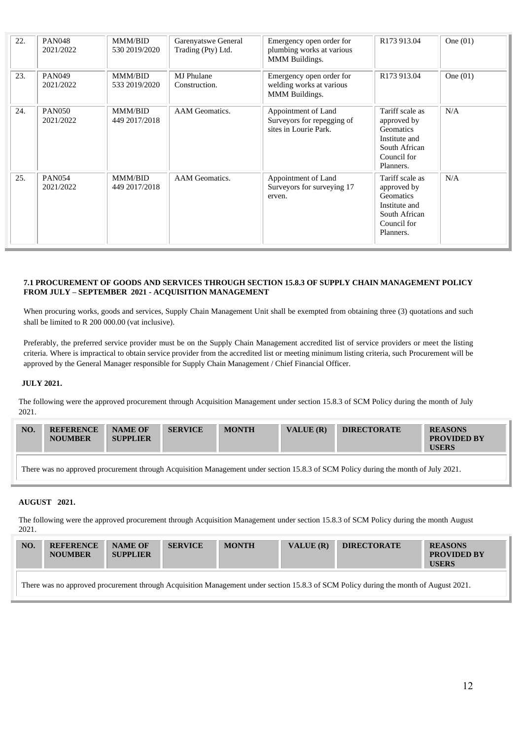| 22. | PAN048 2021/2022 | MMM/BID 530 2019/2020 | Garenyatswe General Trading (Pty) Ltd. | Emergency open order for plumbing works at various MMM Buildings. | R173 913.04 | One (01) |
|---|---|---|---|---|---|---|
| 23. | PAN049 2021/2022 | MMM/BID 533 2019/2020 | MJ Phulane Construction. | Emergency open order for welding works at various MMM Buildings. | R173 913.04 | One (01) |
| 24. | PAN050 2021/2022 | MMM/BID 449 2017/2018 | AAM Geomatics. | Appointment of Land Surveyors for repegging of sites in Lourie Park. | Tariff scale as approved by Geomatics Institute and South African Council for Planners. | N/A |
| 25. | PAN054 2021/2022 | MMM/BID 449 2017/2018 | AAM Geomatics. | Appointment of Land Surveyors for surveying 17 erven. | Tariff scale as approved by Geomatics Institute and South African Council for Planners. | N/A |

**7.1 PROCUREMENT OF GOODS AND SERVICES THROUGH SECTION 15.8.3 OF SUPPLY CHAIN MANAGEMENT POLICY FROM JULY – SEPTEMBER 2021 - ACQUISITION MANAGEMENT**

When procuring works, goods and services, Supply Chain Management Unit shall be exempted from obtaining three (3) quotations and such shall be limited to R 200 000.00 (vat inclusive).

Preferably, the preferred service provider must be on the Supply Chain Management accredited list of service providers or meet the listing criteria. Where is impractical to obtain service provider from the accredited list or meeting minimum listing criteria, such Procurement will be approved by the General Manager responsible for Supply Chain Management / Chief Financial Officer.

**JULY 2021.**

The following were the approved procurement through Acquisition Management under section 15.8.3 of SCM Policy during the month of July 2021.

| NO. | REFERENCE NOUMBER | NAME OF SUPPLIER | SERVICE | MONTH | VALUE (R) | DIRECTORATE | REASONS PROVIDED BY USERS |
|---|---|---|---|---|---|---|---|
| There was no approved procurement through Acquisition Management under section 15.8.3 of SCM Policy during the month of July 2021. | | | | | | | |

**AUGUST 2021.**

The following were the approved procurement through Acquisition Management under section 15.8.3 of SCM Policy during the month August 2021.

| NO. | REFERENCE NOUMBER | NAME OF SUPPLIER | SERVICE | MONTH | VALUE (R) | DIRECTORATE | REASONS PROVIDED BY USERS |
|---|---|---|---|---|---|---|---|
| There was no approved procurement through Acquisition Management under section 15.8.3 of SCM Policy during the month of August 2021. | | | | | | | |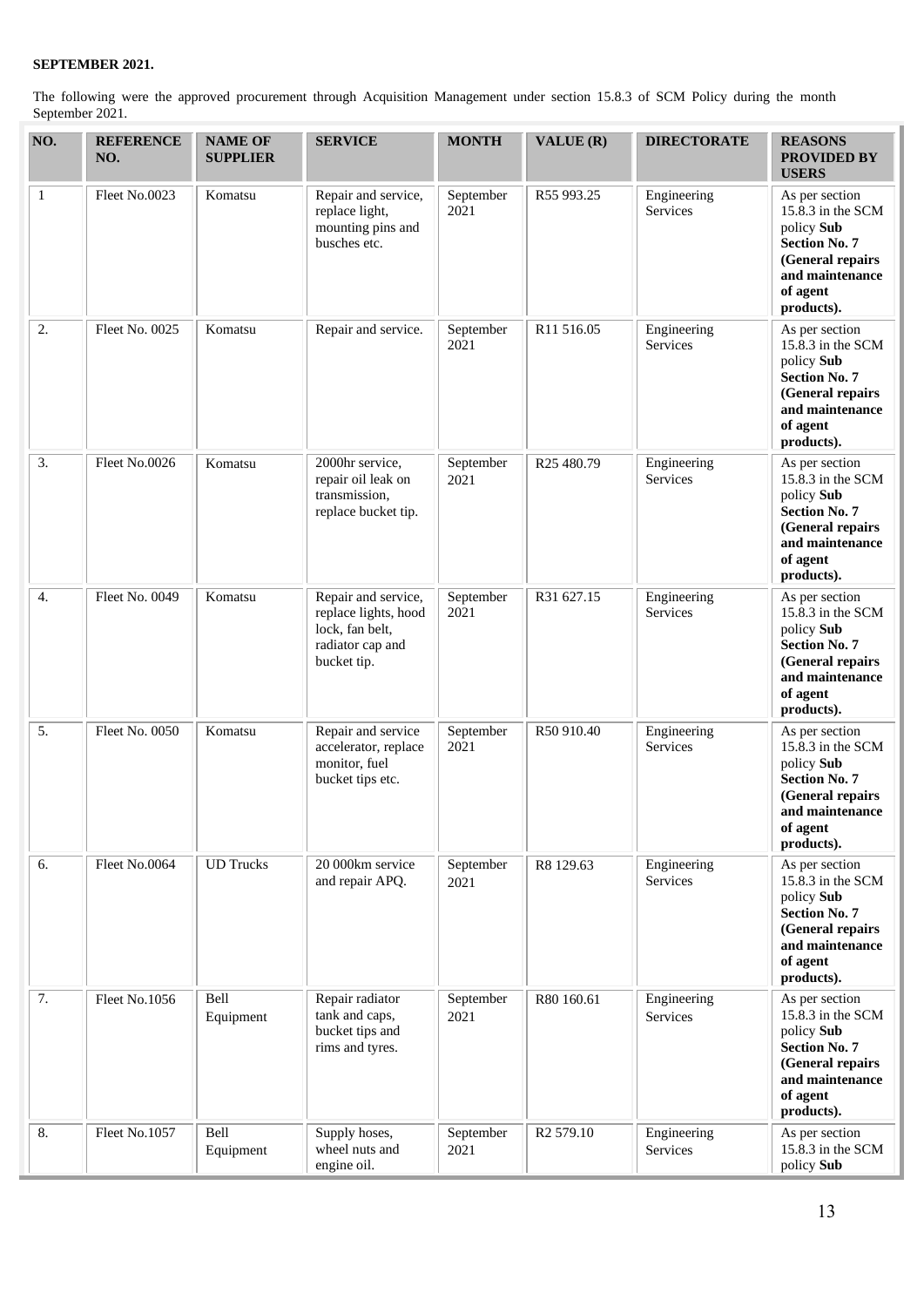**SEPTEMBER 2021.**

The following were the approved procurement through Acquisition Management under section 15.8.3 of SCM Policy during the month September 2021.

| NO. | REFERENCE NO. | NAME OF SUPPLIER | SERVICE | MONTH | VALUE (R) | DIRECTORATE | REASONS PROVIDED BY USERS |
|---|---|---|---|---|---|---|---|
| 1 | Fleet No.0023 | Komatsu | Repair and service, replace light, mounting pins and busches etc. | September 2021 | R55 993.25 | Engineering Services | As per section 15.8.3 in the SCM policy **Sub Section No. 7 (General repairs and maintenance of agent products).** |
| 2. | Fleet No. 0025 | Komatsu | Repair and service. | September 2021 | R11 516.05 | Engineering Services | As per section 15.8.3 in the SCM policy **Sub Section No. 7 (General repairs and maintenance of agent products).** |
| 3. | Fleet No.0026 | Komatsu | 2000hr service, repair oil leak on transmission, replace bucket tip. | September 2021 | R25 480.79 | Engineering Services | As per section 15.8.3 in the SCM policy **Sub Section No. 7 (General repairs and maintenance of agent products).** |
| 4. | Fleet No. 0049 | Komatsu | Repair and service, replace lights, hood lock, fan belt, radiator cap and bucket tip. | September 2021 | R31 627.15 | Engineering Services | As per section 15.8.3 in the SCM policy **Sub Section No. 7 (General repairs and maintenance of agent products).** |
| 5. | Fleet No. 0050 | Komatsu | Repair and service accelerator, replace monitor, fuel bucket tips etc. | September 2021 | R50 910.40 | Engineering Services | As per section 15.8.3 in the SCM policy **Sub Section No. 7 (General repairs and maintenance of agent products).** |
| 6. | Fleet No.0064 | UD Trucks | 20 000km service and repair APQ. | September 2021 | R8 129.63 | Engineering Services | As per section 15.8.3 in the SCM policy **Sub Section No. 7 (General repairs and maintenance of agent products).** |
| 7. | Fleet No.1056 | Bell Equipment | Repair radiator tank and caps, bucket tips and rims and tyres. | September 2021 | R80 160.61 | Engineering Services | As per section 15.8.3 in the SCM policy **Sub Section No. 7 (General repairs and maintenance of agent products).** |
| 8. | Fleet No.1057 | Bell Equipment | Supply hoses, wheel nuts and engine oil. | September 2021 | R2 579.10 | Engineering Services | As per section 15.8.3 in the SCM policy **Sub** |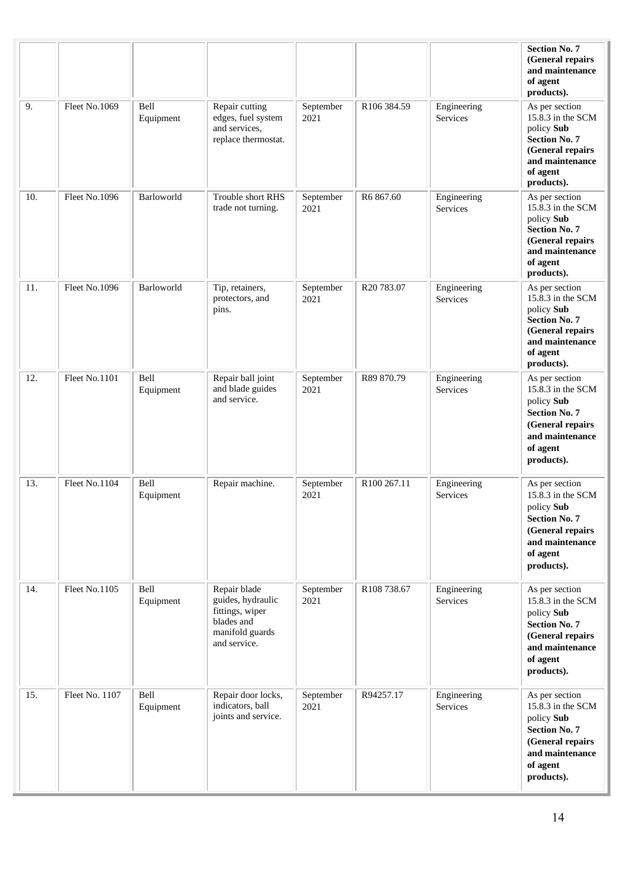| | | | | | | | **Section No. 7 (General repairs and maintenance of agent products).** |
|---|---|---|---|---|---|---|---|
| 9. | Fleet No.1069 | Bell Equipment | Repair cutting edges, fuel system and services, replace thermostat. | September 2021 | R106 384.59 | Engineering Services | As per section 15.8.3 in the SCM policy **Sub Section No. 7 (General repairs and maintenance of agent products).** |
| 10. | Fleet No.1096 | Barloworld | Trouble short RHS trade not turning. | September 2021 | R6 867.60 | Engineering Services | As per section 15.8.3 in the SCM policy **Sub Section No. 7 (General repairs and maintenance of agent products).** |
| 11. | Fleet No.1096 | Barloworld | Tip, retainers, protectors, and pins. | September 2021 | R20 783.07 | Engineering Services | As per section 15.8.3 in the SCM policy **Sub Section No. 7 (General repairs and maintenance of agent products).** |
| 12. | Fleet No.1101 | Bell Equipment | Repair ball joint and blade guides and service. | September 2021 | R89 870.79 | Engineering Services | As per section 15.8.3 in the SCM policy **Sub Section No. 7 (General repairs and maintenance of agent products).** |
| 13. | Fleet No.1104 | Bell Equipment | Repair machine. | September 2021 | R100 267.11 | Engineering Services | As per section 15.8.3 in the SCM policy **Sub Section No. 7 (General repairs and maintenance of agent products).** |
| 14. | Fleet No.1105 | Bell Equipment | Repair blade guides, hydraulic fittings, wiper blades and manifold guards and service. | September 2021 | R108 738.67 | Engineering Services | As per section 15.8.3 in the SCM policy **Sub Section No. 7 (General repairs and maintenance of agent products).** |
| 15. | Fleet No. 1107 | Bell Equipment | Repair door locks, indicators, ball joints and service. | September 2021 | R94257.17 | Engineering Services | As per section 15.8.3 in the SCM policy **Sub Section No. 7 (General repairs and maintenance of agent products).** |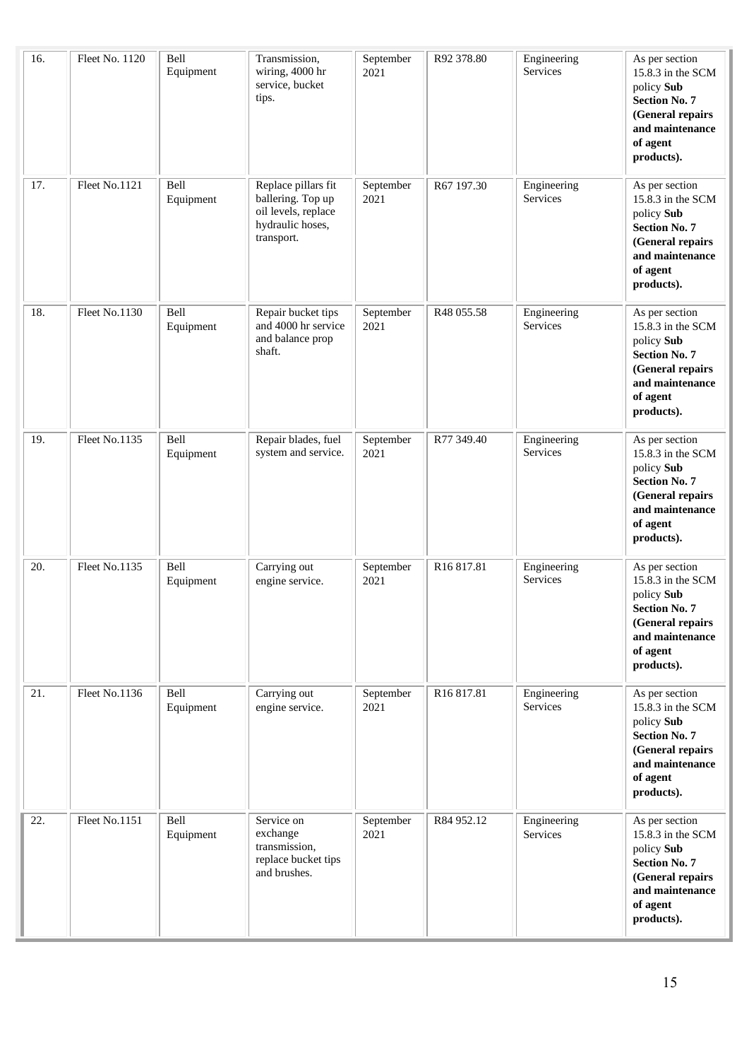| 16. | Fleet No. 1120 | Bell Equipment | Transmission, wiring, 4000 hr service, bucket tips. | September 2021 | R92 378.80 | Engineering Services | As per section 15.8.3 in the SCM policy **Sub Section No. 7 (General repairs and maintenance of agent products).** |
|---|---|---|---|---|---|---|---|
| 17. | Fleet No.1121 | Bell Equipment | Replace pillars fit ballering. Top up oil levels, replace hydraulic hoses, transport. | September 2021 | R67 197.30 | Engineering Services | As per section 15.8.3 in the SCM policy **Sub Section No. 7 (General repairs and maintenance of agent products).** |
| 18. | Fleet No.1130 | Bell Equipment | Repair bucket tips and 4000 hr service and balance prop shaft. | September 2021 | R48 055.58 | Engineering Services | As per section 15.8.3 in the SCM policy **Sub Section No. 7 (General repairs and maintenance of agent products).** |
| 19. | Fleet No.1135 | Bell Equipment | Repair blades, fuel system and service. | September 2021 | R77 349.40 | Engineering Services | As per section 15.8.3 in the SCM policy **Sub Section No. 7 (General repairs and maintenance of agent products).** |
| 20. | Fleet No.1135 | Bell Equipment | Carrying out engine service. | September 2021 | R16 817.81 | Engineering Services | As per section 15.8.3 in the SCM policy **Sub Section No. 7 (General repairs and maintenance of agent products).** |
| 21. | Fleet No.1136 | Bell Equipment | Carrying out engine service. | September 2021 | R16 817.81 | Engineering Services | As per section 15.8.3 in the SCM policy **Sub Section No. 7 (General repairs and maintenance of agent products).** |
| 22. | Fleet No.1151 | Bell Equipment | Service on exchange transmission, replace bucket tips and brushes. | September 2021 | R84 952.12 | Engineering Services | As per section 15.8.3 in the SCM policy **Sub Section No. 7 (General repairs and maintenance of agent products).** |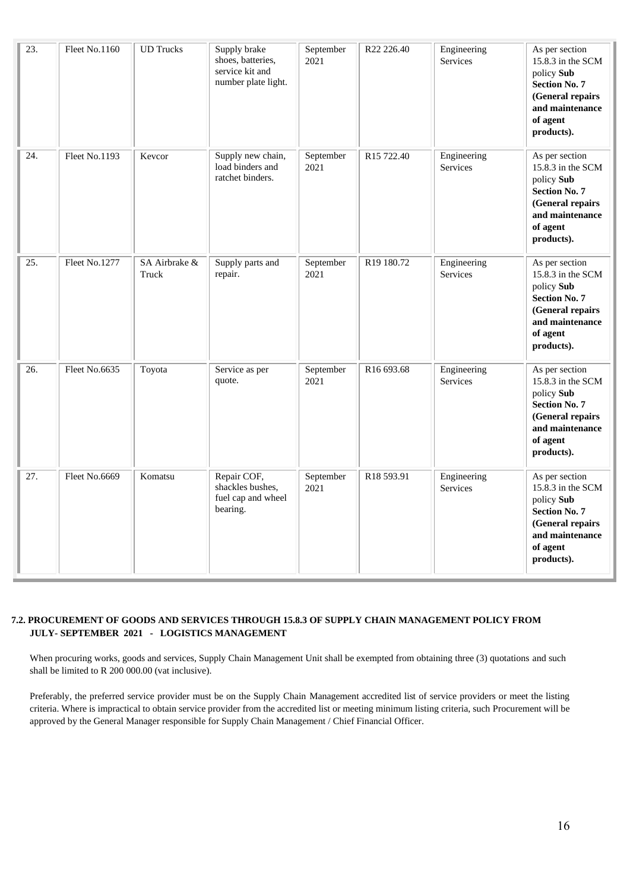| 23. | Fleet No.1160 | UD Trucks | Supply brake shoes, batteries, service kit and number plate light. | September 2021 | R22 226.40 | Engineering Services | As per section 15.8.3 in the SCM policy **Sub Section No. 7 (General repairs and maintenance of agent products).** |
|---|---|---|---|---|---|---|---|
| 24. | Fleet No.1193 | Kevcor | Supply new chain, load binders and ratchet binders. | September 2021 | R15 722.40 | Engineering Services | As per section 15.8.3 in the SCM policy **Sub Section No. 7 (General repairs and maintenance of agent products).** |
| 25. | Fleet No.1277 | SA Airbrake & Truck | Supply parts and repair. | September 2021 | R19 180.72 | Engineering Services | As per section 15.8.3 in the SCM policy **Sub Section No. 7 (General repairs and maintenance of agent products).** |
| 26. | Fleet No.6635 | Toyota | Service as per quote. | September 2021 | R16 693.68 | Engineering Services | As per section 15.8.3 in the SCM policy **Sub Section No. 7 (General repairs and maintenance of agent products).** |
| 27. | Fleet No.6669 | Komatsu | Repair COF, shackles bushes, fuel cap and wheel bearing. | September 2021 | R18 593.91 | Engineering Services | As per section 15.8.3 in the SCM policy **Sub Section No. 7 (General repairs and maintenance of agent products).** |

**7.2. PROCUREMENT OF GOODS AND SERVICES THROUGH 15.8.3 OF SUPPLY CHAIN MANAGEMENT POLICY FROM JULY- SEPTEMBER 2021 - LOGISTICS MANAGEMENT**

When procuring works, goods and services, Supply Chain Management Unit shall be exempted from obtaining three (3) quotations and such shall be limited to R 200 000.00 (vat inclusive).

Preferably, the preferred service provider must be on the Supply Chain Management accredited list of service providers or meet the listing criteria. Where is impractical to obtain service provider from the accredited list or meeting minimum listing criteria, such Procurement will be approved by the General Manager responsible for Supply Chain Management / Chief Financial Officer.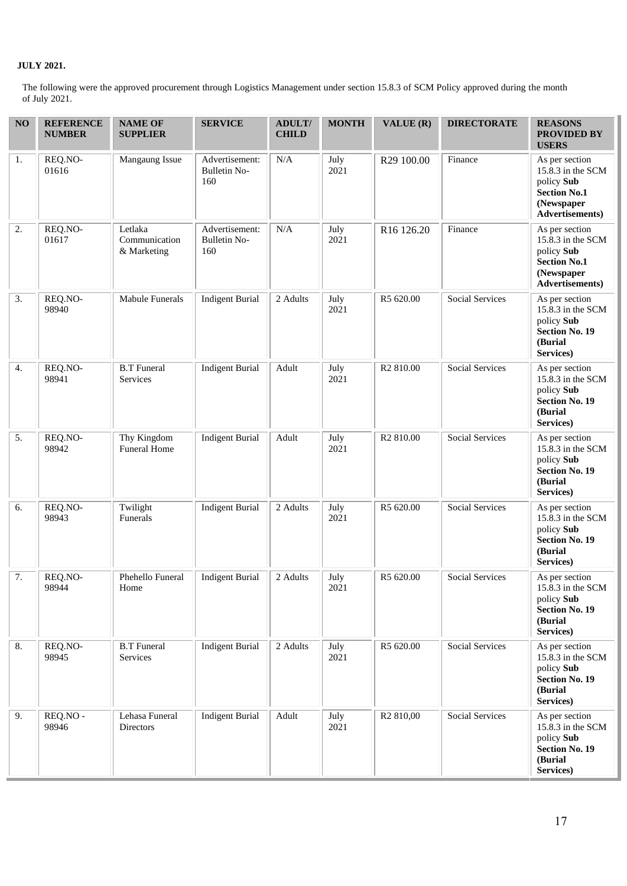**JULY 2021.**

The following were the approved procurement through Logistics Management under section 15.8.3 of SCM Policy approved during the month of July 2021.

| NO | REFERENCE NUMBER | NAME OF SUPPLIER | SERVICE | ADULT/ CHILD | MONTH | VALUE (R) | DIRECTORATE | REASONS PROVIDED BY USERS |
|---|---|---|---|---|---|---|---|---|
| 1. | REQ.NO-01616 | Mangaung Issue | Advertisement: Bulletin No-160 | N/A | July 2021 | R29 100.00 | Finance | As per section 15.8.3 in the SCM policy **Sub Section No.1 (Newspaper Advertisements)** |
| 2. | REQ.NO-01617 | Letlaka Communication & Marketing | Advertisement: Bulletin No-160 | N/A | July 2021 | R16 126.20 | Finance | As per section 15.8.3 in the SCM policy **Sub Section No.1 (Newspaper Advertisements)** |
| 3. | REQ.NO-98940 | Mabule Funerals | Indigent Burial | 2 Adults | July 2021 | R5 620.00 | Social Services | As per section 15.8.3 in the SCM policy **Sub Section No. 19 (Burial Services)** |
| 4. | REQ.NO-98941 | B.T Funeral Services | Indigent Burial | Adult | July 2021 | R2 810.00 | Social Services | As per section 15.8.3 in the SCM policy **Sub Section No. 19 (Burial Services)** |
| 5. | REQ.NO-98942 | Thy Kingdom Funeral Home | Indigent Burial | Adult | July 2021 | R2 810.00 | Social Services | As per section 15.8.3 in the SCM policy **Sub Section No. 19 (Burial Services)** |
| 6. | REQ.NO-98943 | Twilight Funerals | Indigent Burial | 2 Adults | July 2021 | R5 620.00 | Social Services | As per section 15.8.3 in the SCM policy **Sub Section No. 19 (Burial Services)** |
| 7. | REQ.NO-98944 | Phehello Funeral Home | Indigent Burial | 2 Adults | July 2021 | R5 620.00 | Social Services | As per section 15.8.3 in the SCM policy **Sub Section No. 19 (Burial Services)** |
| 8. | REQ.NO-98945 | B.T Funeral Services | Indigent Burial | 2 Adults | July 2021 | R5 620.00 | Social Services | As per section 15.8.3 in the SCM policy **Sub Section No. 19 (Burial Services)** |
| 9. | REQ.NO - 98946 | Lehasa Funeral Directors | Indigent Burial | Adult | July 2021 | R2 810,00 | Social Services | As per section 15.8.3 in the SCM policy **Sub Section No. 19 (Burial Services)** |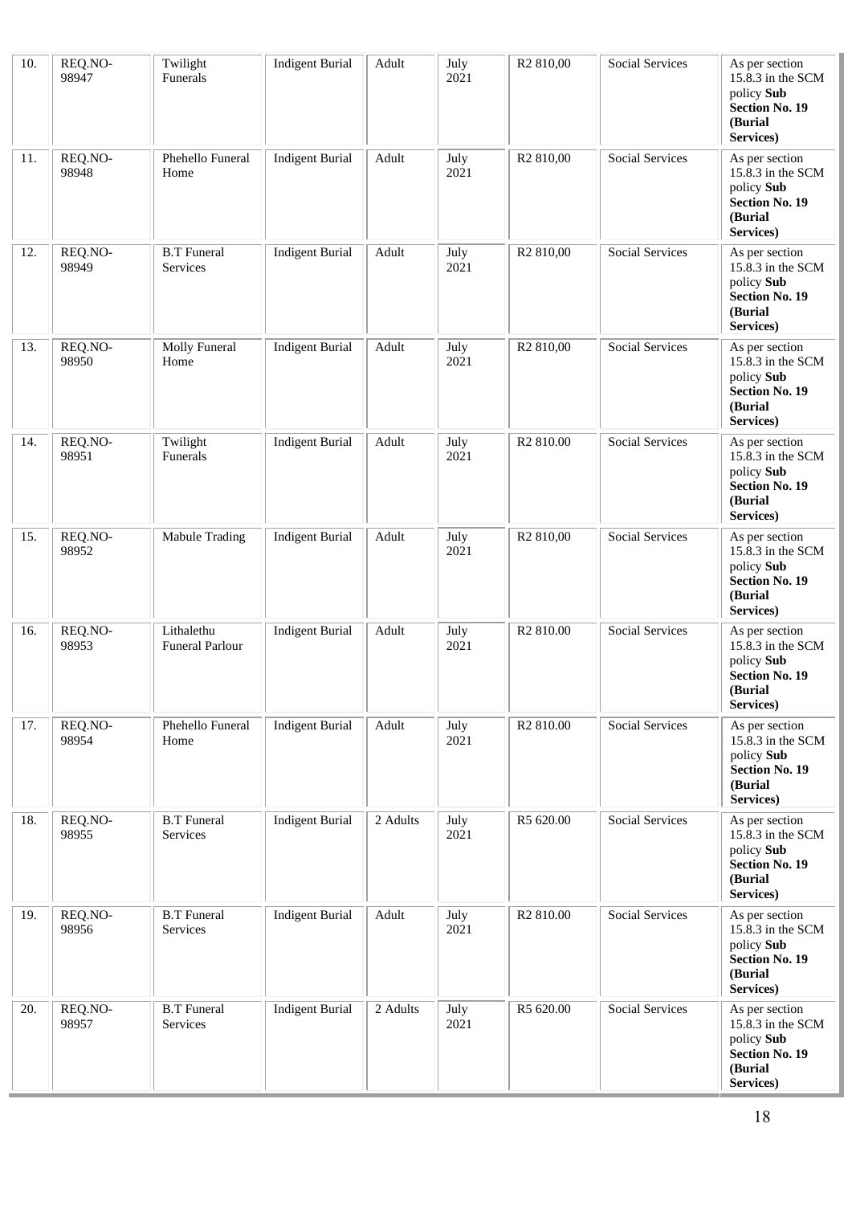| 10. | REQ.NO-98947 | Twilight Funerals | Indigent Burial | Adult | July 2021 | R2 810,00 | Social Services | As per section 15.8.3 in the SCM policy **Sub Section No. 19 (Burial Services)** |
|---|---|---|---|---|---|---|---|---|
| 11. | REQ.NO-98948 | Phehello Funeral Home | Indigent Burial | Adult | July 2021 | R2 810,00 | Social Services | As per section 15.8.3 in the SCM policy **Sub Section No. 19 (Burial Services)** |
| 12. | REQ.NO-98949 | B.T Funeral Services | Indigent Burial | Adult | July 2021 | R2 810,00 | Social Services | As per section 15.8.3 in the SCM policy **Sub Section No. 19 (Burial Services)** |
| 13. | REQ.NO-98950 | Molly Funeral Home | Indigent Burial | Adult | July 2021 | R2 810,00 | Social Services | As per section 15.8.3 in the SCM policy **Sub Section No. 19 (Burial Services)** |
| 14. | REQ.NO-98951 | Twilight Funerals | Indigent Burial | Adult | July 2021 | R2 810.00 | Social Services | As per section 15.8.3 in the SCM policy **Sub Section No. 19 (Burial Services)** |
| 15. | REQ.NO-98952 | Mabule Trading | Indigent Burial | Adult | July 2021 | R2 810,00 | Social Services | As per section 15.8.3 in the SCM policy **Sub Section No. 19 (Burial Services)** |
| 16. | REQ.NO-98953 | Lithalethu Funeral Parlour | Indigent Burial | Adult | July 2021 | R2 810.00 | Social Services | As per section 15.8.3 in the SCM policy **Sub Section No. 19 (Burial Services)** |
| 17. | REQ.NO-98954 | Phehello Funeral Home | Indigent Burial | Adult | July 2021 | R2 810.00 | Social Services | As per section 15.8.3 in the SCM policy **Sub Section No. 19 (Burial Services)** |
| 18. | REQ.NO-98955 | B.T Funeral Services | Indigent Burial | 2 Adults | July 2021 | R5 620.00 | Social Services | As per section 15.8.3 in the SCM policy **Sub Section No. 19 (Burial Services)** |
| 19. | REQ.NO-98956 | B.T Funeral Services | Indigent Burial | Adult | July 2021 | R2 810.00 | Social Services | As per section 15.8.3 in the SCM policy **Sub Section No. 19 (Burial Services)** |
| 20. | REQ.NO-98957 | B.T Funeral Services | Indigent Burial | 2 Adults | July 2021 | R5 620.00 | Social Services | As per section 15.8.3 in the SCM policy **Sub Section No. 19 (Burial Services)** |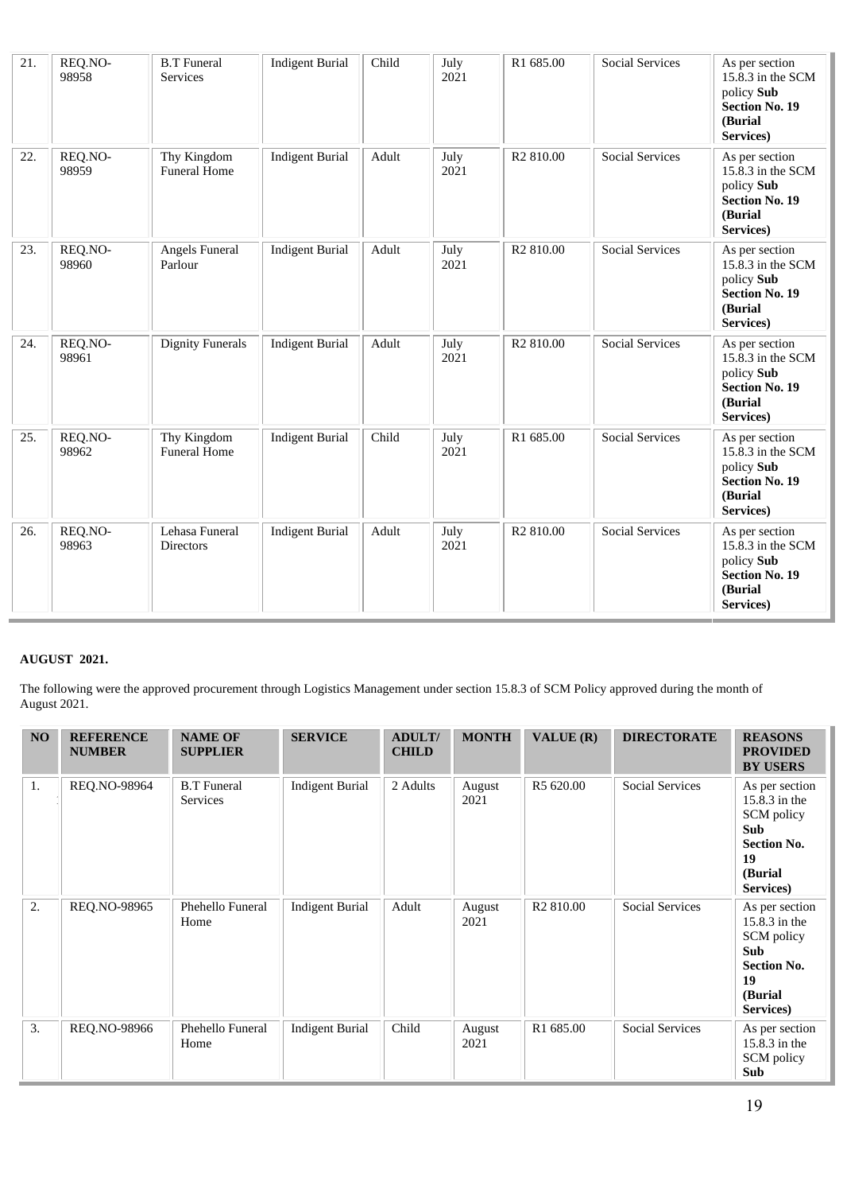| 21. | REQ.NO-98958 | B.T Funeral Services | Indigent Burial | Child | July 2021 | R1 685.00 | Social Services | As per section 15.8.3 in the SCM policy **Sub Section No. 19 (Burial Services)** |
|---|---|---|---|---|---|---|---|---|
| 22. | REQ.NO-98959 | Thy Kingdom Funeral Home | Indigent Burial | Adult | July 2021 | R2 810.00 | Social Services | As per section 15.8.3 in the SCM policy **Sub Section No. 19 (Burial Services)** |
| 23. | REQ.NO-98960 | Angels Funeral Parlour | Indigent Burial | Adult | July 2021 | R2 810.00 | Social Services | As per section 15.8.3 in the SCM policy **Sub Section No. 19 (Burial Services)** |
| 24. | REQ.NO-98961 | Dignity Funerals | Indigent Burial | Adult | July 2021 | R2 810.00 | Social Services | As per section 15.8.3 in the SCM policy **Sub Section No. 19 (Burial Services)** |
| 25. | REQ.NO-98962 | Thy Kingdom Funeral Home | Indigent Burial | Child | July 2021 | R1 685.00 | Social Services | As per section 15.8.3 in the SCM policy **Sub Section No. 19 (Burial Services)** |
| 26. | REQ.NO-98963 | Lehasa Funeral Directors | Indigent Burial | Adult | July 2021 | R2 810.00 | Social Services | As per section 15.8.3 in the SCM policy **Sub Section No. 19 (Burial Services)** |

**AUGUST 2021.**

The following were the approved procurement through Logistics Management under section 15.8.3 of SCM Policy approved during the month of August 2021.

| NO | REFERENCE NUMBER | NAME OF SUPPLIER | SERVICE | ADULT/ CHILD | MONTH | VALUE (R) | DIRECTORATE | REASONS PROVIDED BY USERS |
|---|---|---|---|---|---|---|---|---|
| 1. | REQ.NO-98964 | B.T Funeral Services | Indigent Burial | 2 Adults | August 2021 | R5 620.00 | Social Services | As per section 15.8.3 in the SCM policy **Sub Section No. 19 (Burial Services)** |
| 2. | REQ.NO-98965 | Phehello Funeral Home | Indigent Burial | Adult | August 2021 | R2 810.00 | Social Services | As per section 15.8.3 in the SCM policy **Sub Section No. 19 (Burial Services)** |
| 3. | REQ.NO-98966 | Phehello Funeral Home | Indigent Burial | Child | August 2021 | R1 685.00 | Social Services | As per section 15.8.3 in the SCM policy **Sub** |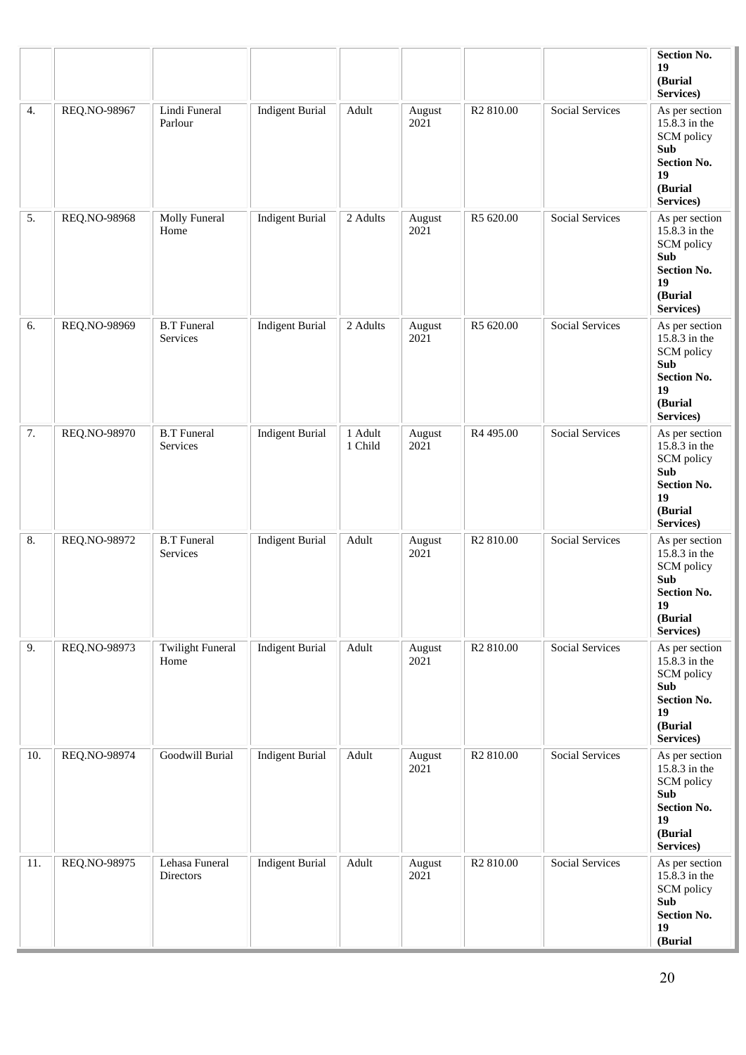|  |  |  |  |  |  |  |  | **Section No. 19 (Burial Services)** |
|---|---|---|---|---|---|---|---|---|
| 4. | REQ.NO-98967 | Lindi Funeral Parlour | Indigent Burial | Adult | August 2021 | R2 810.00 | Social Services | As per section 15.8.3 in the SCM policy **Sub Section No. 19 (Burial Services)** |
| 5. | REQ.NO-98968 | Molly Funeral Home | Indigent Burial | 2 Adults | August 2021 | R5 620.00 | Social Services | As per section 15.8.3 in the SCM policy **Sub Section No. 19 (Burial Services)** |
| 6. | REQ.NO-98969 | B.T Funeral Services | Indigent Burial | 2 Adults | August 2021 | R5 620.00 | Social Services | As per section 15.8.3 in the SCM policy **Sub Section No. 19 (Burial Services)** |
| 7. | REQ.NO-98970 | B.T Funeral Services | Indigent Burial | 1 Adult 1 Child | August 2021 | R4 495.00 | Social Services | As per section 15.8.3 in the SCM policy **Sub Section No. 19 (Burial Services)** |
| 8. | REQ.NO-98972 | B.T Funeral Services | Indigent Burial | Adult | August 2021 | R2 810.00 | Social Services | As per section 15.8.3 in the SCM policy **Sub Section No. 19 (Burial Services)** |
| 9. | REQ.NO-98973 | Twilight Funeral Home | Indigent Burial | Adult | August 2021 | R2 810.00 | Social Services | As per section 15.8.3 in the SCM policy **Sub Section No. 19 (Burial Services)** |
| 10. | REQ.NO-98974 | Goodwill Burial | Indigent Burial | Adult | August 2021 | R2 810.00 | Social Services | As per section 15.8.3 in the SCM policy **Sub Section No. 19 (Burial Services)** |
| 11. | REQ.NO-98975 | Lehasa Funeral Directors | Indigent Burial | Adult | August 2021 | R2 810.00 | Social Services | As per section 15.8.3 in the SCM policy **Sub Section No. 19 (Burial** |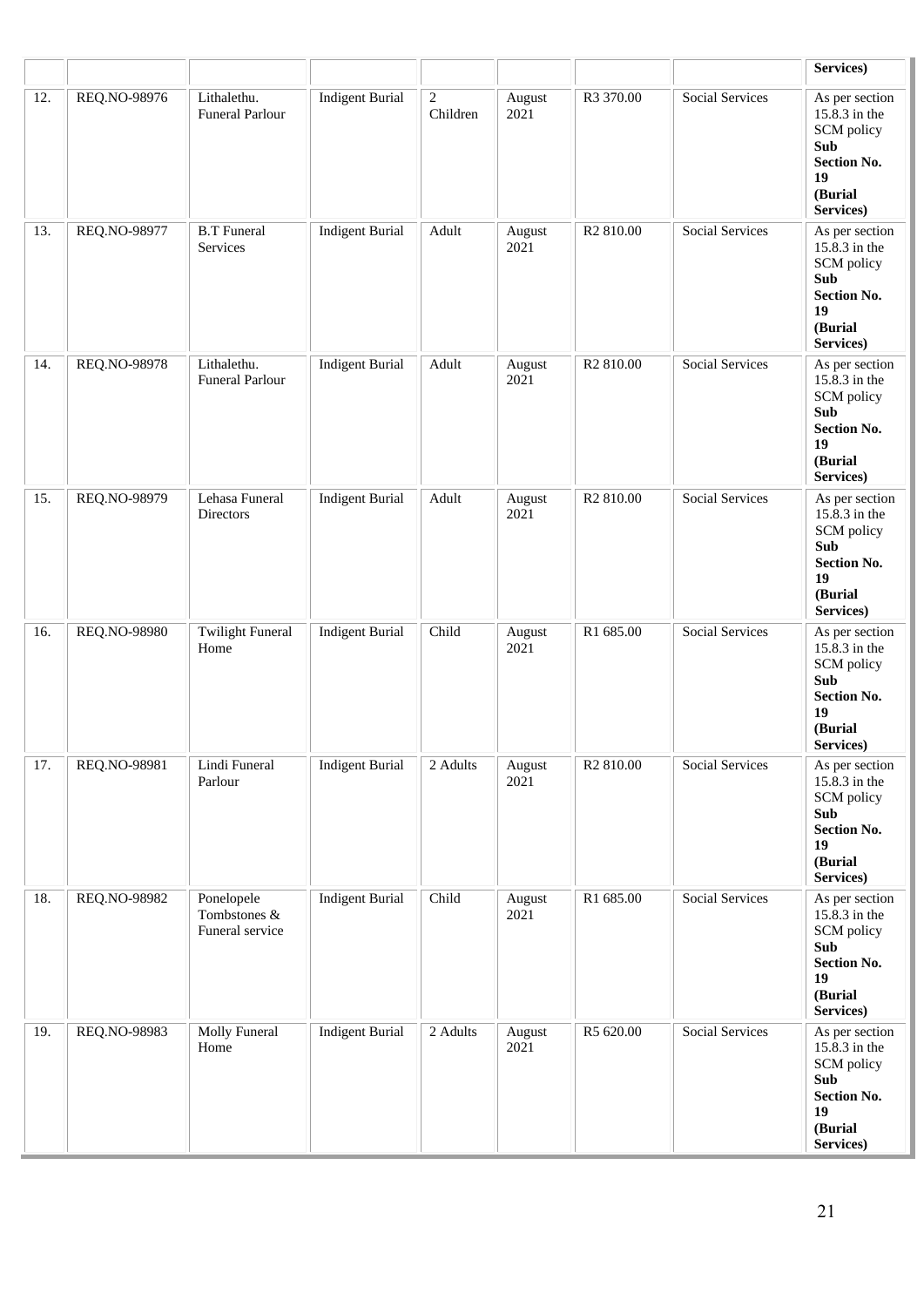| | | | | | | | | Services) |
|---|---|---|---|---|---|---|---|---|
| 12. | REQ.NO-98976 | Lithalethu. Funeral Parlour | Indigent Burial | 2 Children | August 2021 | R3 370.00 | Social Services | As per section 15.8.3 in the SCM policy **Sub Section No. 19 (Burial Services)** |
| 13. | REQ.NO-98977 | B.T Funeral Services | Indigent Burial | Adult | August 2021 | R2 810.00 | Social Services | As per section 15.8.3 in the SCM policy **Sub Section No. 19 (Burial Services)** |
| 14. | REQ.NO-98978 | Lithalethu. Funeral Parlour | Indigent Burial | Adult | August 2021 | R2 810.00 | Social Services | As per section 15.8.3 in the SCM policy **Sub Section No. 19 (Burial Services)** |
| 15. | REQ.NO-98979 | Lehasa Funeral Directors | Indigent Burial | Adult | August 2021 | R2 810.00 | Social Services | As per section 15.8.3 in the SCM policy **Sub Section No. 19 (Burial Services)** |
| 16. | REQ.NO-98980 | Twilight Funeral Home | Indigent Burial | Child | August 2021 | R1 685.00 | Social Services | As per section 15.8.3 in the SCM policy **Sub Section No. 19 (Burial Services)** |
| 17. | REQ.NO-98981 | Lindi Funeral Parlour | Indigent Burial | 2 Adults | August 2021 | R2 810.00 | Social Services | As per section 15.8.3 in the SCM policy **Sub Section No. 19 (Burial Services)** |
| 18. | REQ.NO-98982 | Ponelopele Tombstones & Funeral service | Indigent Burial | Child | August 2021 | R1 685.00 | Social Services | As per section 15.8.3 in the SCM policy **Sub Section No. 19 (Burial Services)** |
| 19. | REQ.NO-98983 | Molly Funeral Home | Indigent Burial | 2 Adults | August 2021 | R5 620.00 | Social Services | As per section 15.8.3 in the SCM policy **Sub Section No. 19 (Burial Services)** |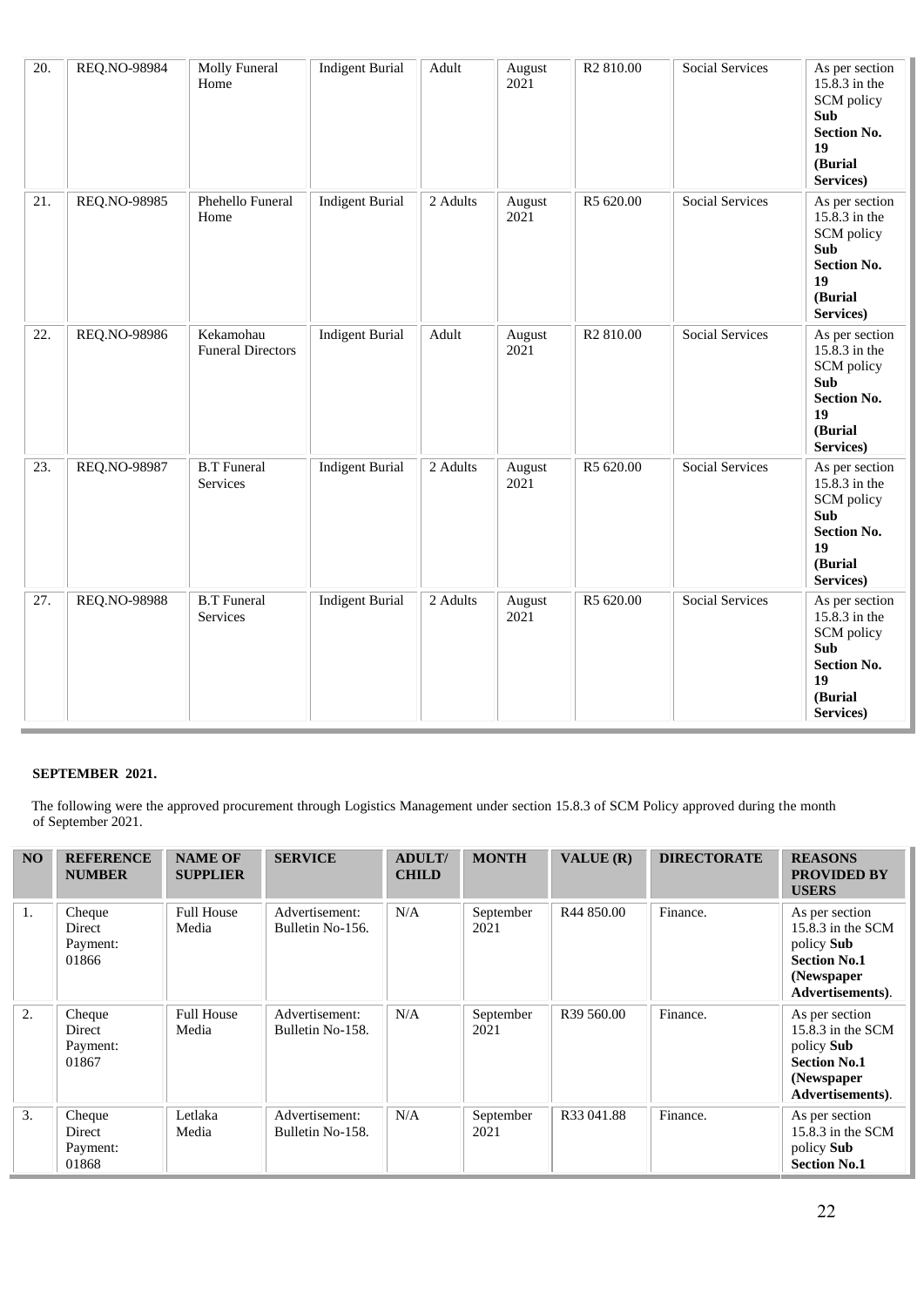| 20. | REQ.NO-98984 | Molly Funeral Home | Indigent Burial | Adult | August 2021 | R2 810.00 | Social Services | As per section 15.8.3 in the SCM policy **Sub Section No. 19 (Burial Services)** |
|---|---|---|---|---|---|---|---|---|
| 21. | REQ.NO-98985 | Phehello Funeral Home | Indigent Burial | 2 Adults | August 2021 | R5 620.00 | Social Services | As per section 15.8.3 in the SCM policy **Sub Section No. 19 (Burial Services)** |
| 22. | REQ.NO-98986 | Kekamohau Funeral Directors | Indigent Burial | Adult | August 2021 | R2 810.00 | Social Services | As per section 15.8.3 in the SCM policy **Sub Section No. 19 (Burial Services)** |
| 23. | REQ.NO-98987 | B.T Funeral Services | Indigent Burial | 2 Adults | August 2021 | R5 620.00 | Social Services | As per section 15.8.3 in the SCM policy **Sub Section No. 19 (Burial Services)** |
| 27. | REQ.NO-98988 | B.T Funeral Services | Indigent Burial | 2 Adults | August 2021 | R5 620.00 | Social Services | As per section 15.8.3 in the SCM policy **Sub Section No. 19 (Burial Services)** |

**SEPTEMBER 2021.**

The following were the approved procurement through Logistics Management under section 15.8.3 of SCM Policy approved during the month of September 2021.

| NO | REFERENCE NUMBER | NAME OF SUPPLIER | SERVICE | ADULT/ CHILD | MONTH | VALUE (R) | DIRECTORATE | REASONS PROVIDED BY USERS |
|---|---|---|---|---|---|---|---|---|
| 1. | Cheque Direct Payment: 01866 | Full House Media | Advertisement: Bulletin No-156. | N/A | September 2021 | R44 850.00 | Finance. | As per section 15.8.3 in the SCM policy **Sub Section No.1 (Newspaper Advertisements)**. |
| 2. | Cheque Direct Payment: 01867 | Full House Media | Advertisement: Bulletin No-158. | N/A | September 2021 | R39 560.00 | Finance. | As per section 15.8.3 in the SCM policy **Sub Section No.1 (Newspaper Advertisements)**. |
| 3. | Cheque Direct Payment: 01868 | Letlaka Media | Advertisement: Bulletin No-158. | N/A | September 2021 | R33 041.88 | Finance. | As per section 15.8.3 in the SCM policy **Sub Section No.1** |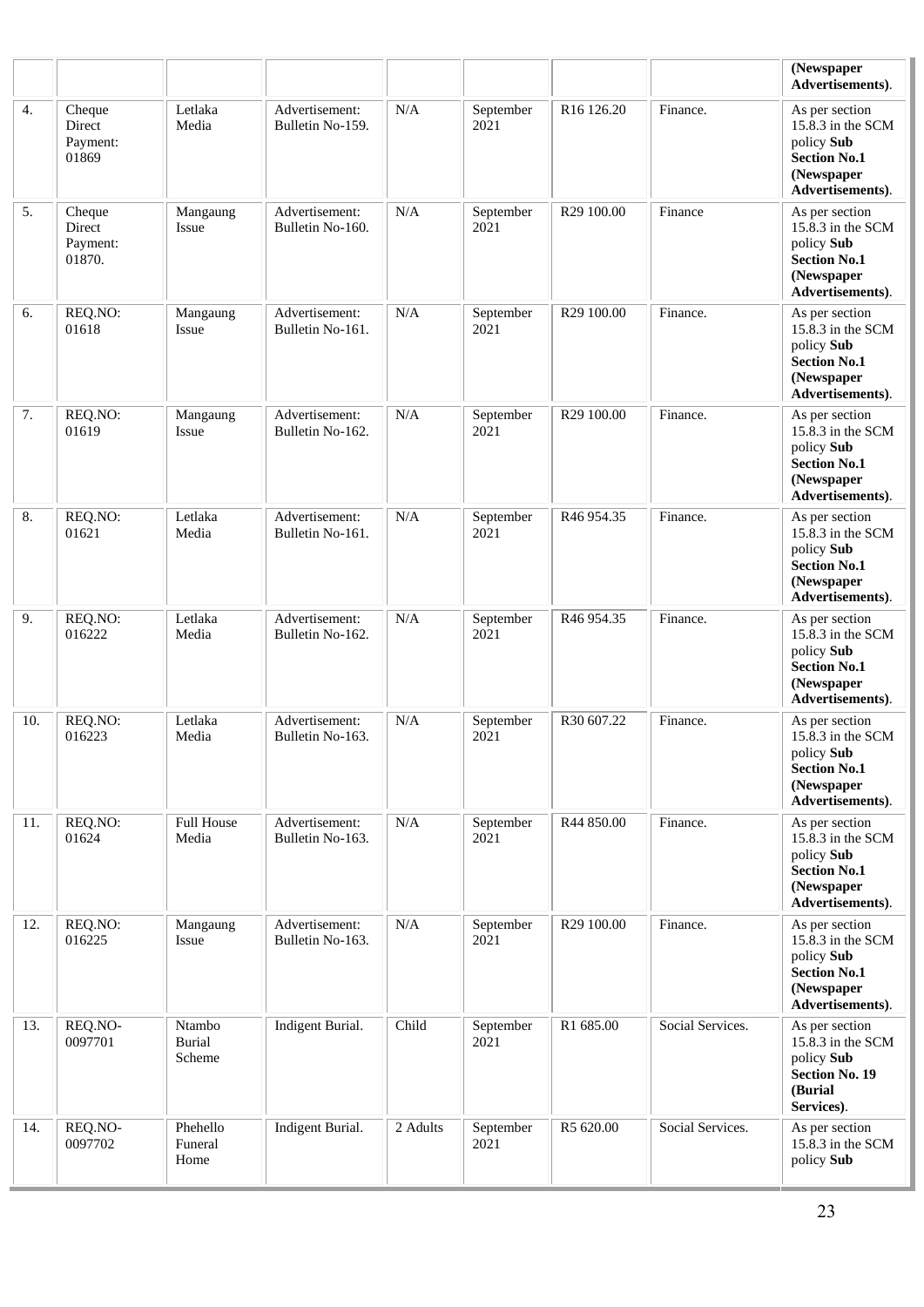|  |  |  |  |  |  |  |  | **(Newspaper Advertisements)**. |
|---|---|---|---|---|---|---|---|---|
| 4. | Cheque Direct Payment: 01869 | Letlaka Media | Advertisement: Bulletin No-159. | N/A | September 2021 | R16 126.20 | Finance. | As per section 15.8.3 in the SCM policy **Sub Section No.1 (Newspaper Advertisements)**. |
| 5. | Cheque Direct Payment: 01870. | Mangaung Issue | Advertisement: Bulletin No-160. | N/A | September 2021 | R29 100.00 | Finance | As per section 15.8.3 in the SCM policy **Sub Section No.1 (Newspaper Advertisements)**. |
| 6. | REQ.NO: 01618 | Mangaung Issue | Advertisement: Bulletin No-161. | N/A | September 2021 | R29 100.00 | Finance. | As per section 15.8.3 in the SCM policy **Sub Section No.1 (Newspaper Advertisements)**. |
| 7. | REQ.NO: 01619 | Mangaung Issue | Advertisement: Bulletin No-162. | N/A | September 2021 | R29 100.00 | Finance. | As per section 15.8.3 in the SCM policy **Sub Section No.1 (Newspaper Advertisements)**. |
| 8. | REQ.NO: 01621 | Letlaka Media | Advertisement: Bulletin No-161. | N/A | September 2021 | R46 954.35 | Finance. | As per section 15.8.3 in the SCM policy **Sub Section No.1 (Newspaper Advertisements)**. |
| 9. | REQ.NO: 016222 | Letlaka Media | Advertisement: Bulletin No-162. | N/A | September 2021 | R46 954.35 | Finance. | As per section 15.8.3 in the SCM policy **Sub Section No.1 (Newspaper Advertisements)**. |
| 10. | REQ.NO: 016223 | Letlaka Media | Advertisement: Bulletin No-163. | N/A | September 2021 | R30 607.22 | Finance. | As per section 15.8.3 in the SCM policy **Sub Section No.1 (Newspaper Advertisements)**. |
| 11. | REQ.NO: 01624 | Full House Media | Advertisement: Bulletin No-163. | N/A | September 2021 | R44 850.00 | Finance. | As per section 15.8.3 in the SCM policy **Sub Section No.1 (Newspaper Advertisements)**. |
| 12. | REQ.NO: 016225 | Mangaung Issue | Advertisement: Bulletin No-163. | N/A | September 2021 | R29 100.00 | Finance. | As per section 15.8.3 in the SCM policy **Sub Section No.1 (Newspaper Advertisements)**. |
| 13. | REQ.NO-0097701 | Ntambo Burial Scheme | Indigent Burial. | Child | September 2021 | R1 685.00 | Social Services. | As per section 15.8.3 in the SCM policy **Sub Section No. 19 (Burial Services)**. |
| 14. | REQ.NO-0097702 | Phehello Funeral Home | Indigent Burial. | 2 Adults | September 2021 | R5 620.00 | Social Services. | As per section 15.8.3 in the SCM policy **Sub** |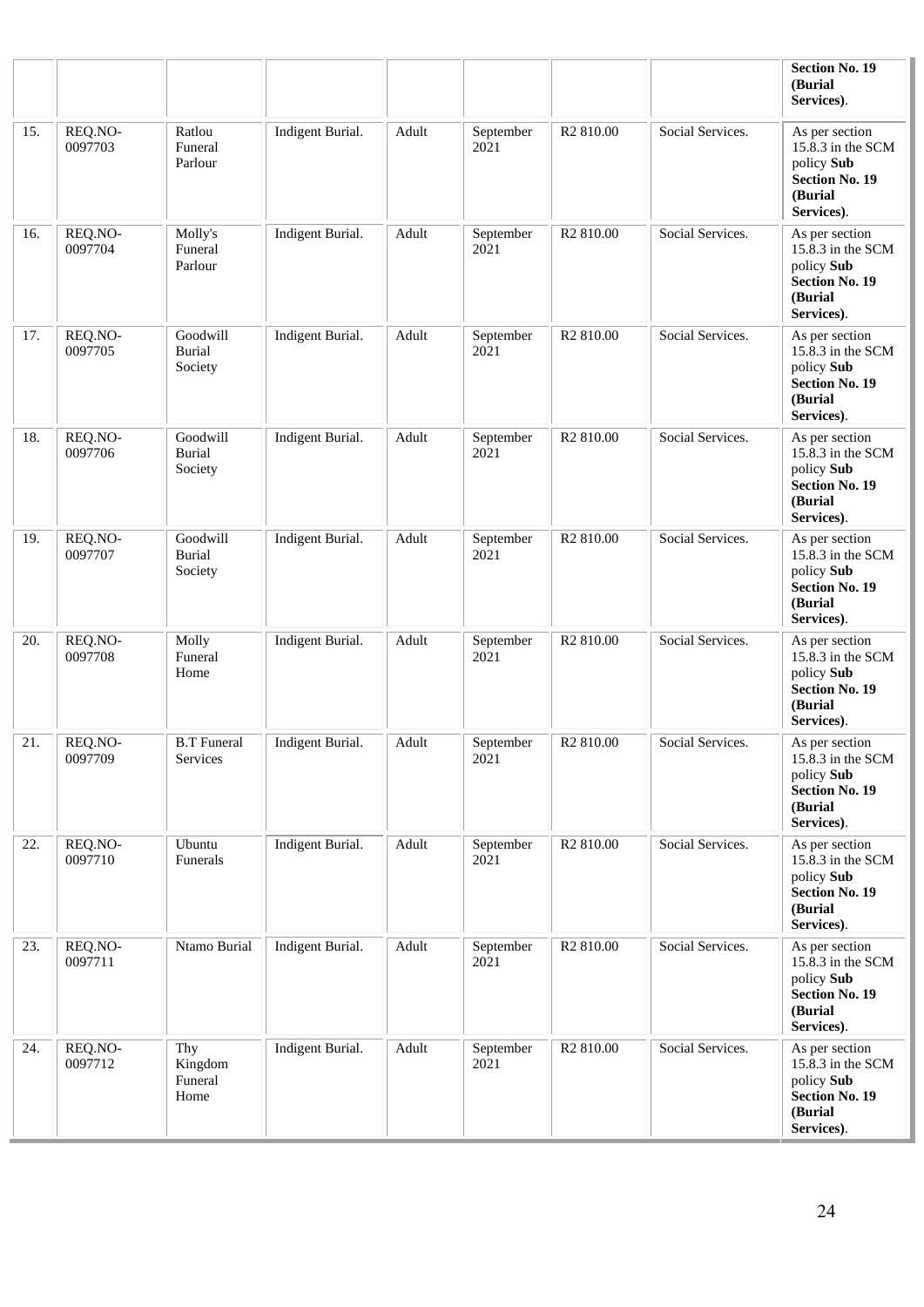|  |  |  |  |  |  |  |  | **Section No. 19 (Burial Services)**. |
|---|---|---|---|---|---|---|---|---|
| 15. | REQ.NO-0097703 | Ratlou Funeral Parlour | Indigent Burial. | Adult | September 2021 | R2 810.00 | Social Services. | As per section 15.8.3 in the SCM policy **Sub Section No. 19 (Burial Services)**. |
| 16. | REQ.NO-0097704 | Molly's Funeral Parlour | Indigent Burial. | Adult | September 2021 | R2 810.00 | Social Services. | As per section 15.8.3 in the SCM policy **Sub Section No. 19 (Burial Services)**. |
| 17. | REQ.NO-0097705 | Goodwill Burial Society | Indigent Burial. | Adult | September 2021 | R2 810.00 | Social Services. | As per section 15.8.3 in the SCM policy **Sub Section No. 19 (Burial Services)**. |
| 18. | REQ.NO-0097706 | Goodwill Burial Society | Indigent Burial. | Adult | September 2021 | R2 810.00 | Social Services. | As per section 15.8.3 in the SCM policy **Sub Section No. 19 (Burial Services)**. |
| 19. | REQ.NO-0097707 | Goodwill Burial Society | Indigent Burial. | Adult | September 2021 | R2 810.00 | Social Services. | As per section 15.8.3 in the SCM policy **Sub Section No. 19 (Burial Services)**. |
| 20. | REQ.NO-0097708 | Molly Funeral Home | Indigent Burial. | Adult | September 2021 | R2 810.00 | Social Services. | As per section 15.8.3 in the SCM policy **Sub Section No. 19 (Burial Services)**. |
| 21. | REQ.NO-0097709 | B.T Funeral Services | Indigent Burial. | Adult | September 2021 | R2 810.00 | Social Services. | As per section 15.8.3 in the SCM policy **Sub Section No. 19 (Burial Services)**. |
| 22. | REQ.NO-0097710 | Ubuntu Funerals | Indigent Burial. | Adult | September 2021 | R2 810.00 | Social Services. | As per section 15.8.3 in the SCM policy **Sub Section No. 19 (Burial Services)**. |
| 23. | REQ.NO-0097711 | Ntamo Burial | Indigent Burial. | Adult | September 2021 | R2 810.00 | Social Services. | As per section 15.8.3 in the SCM policy **Sub Section No. 19 (Burial Services)**. |
| 24. | REQ.NO-0097712 | Thy Kingdom Funeral Home | Indigent Burial. | Adult | September 2021 | R2 810.00 | Social Services. | As per section 15.8.3 in the SCM policy **Sub Section No. 19 (Burial Services)**. |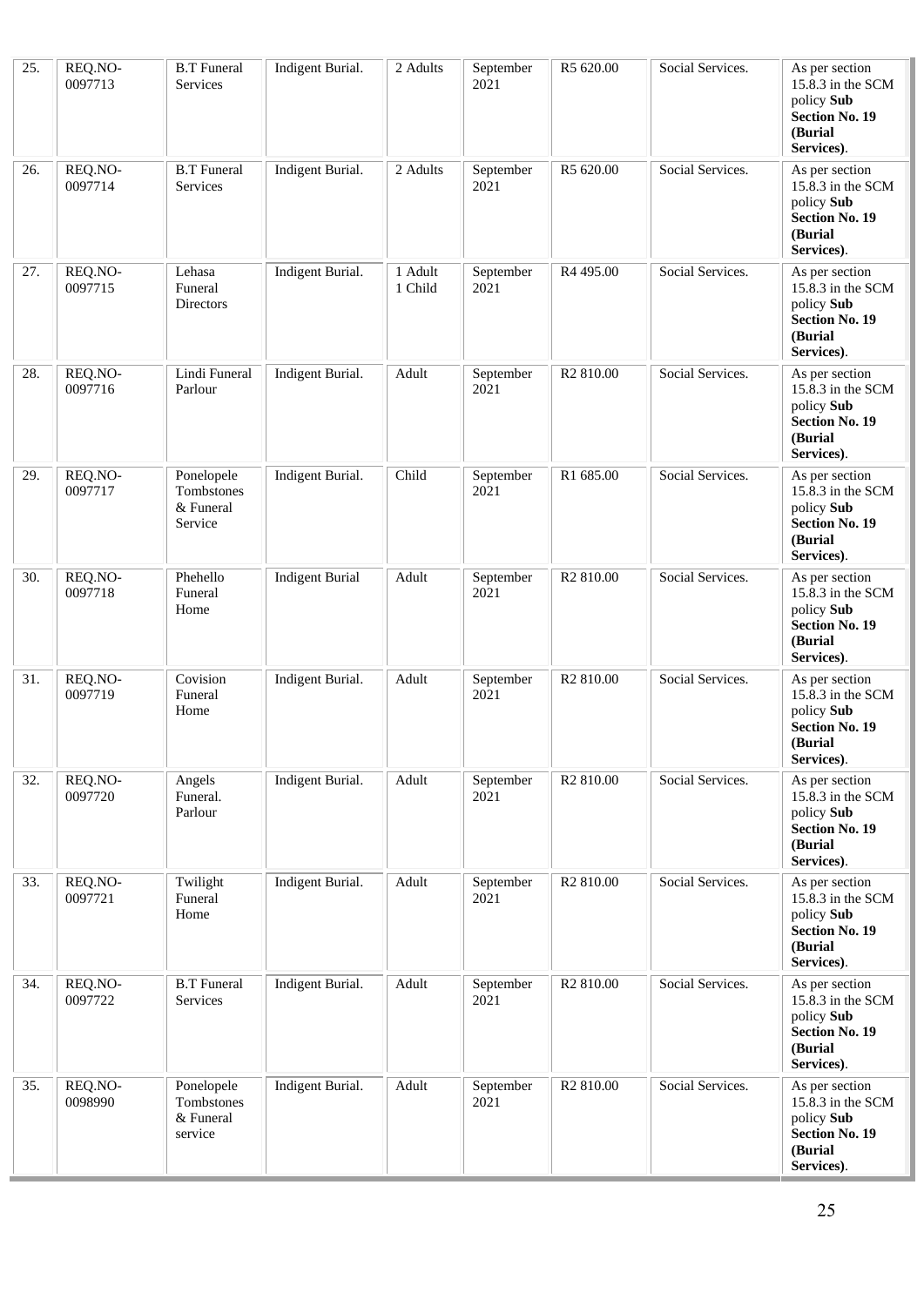| 25. | REQ.NO-0097713 | B.T Funeral Services | Indigent Burial. | 2 Adults | September 2021 | R5 620.00 | Social Services. | As per section 15.8.3 in the SCM policy **Sub Section No. 19 (Burial Services)**. |
|---|---|---|---|---|---|---|---|---|
| 26. | REQ.NO-0097714 | B.T Funeral Services | Indigent Burial. | 2 Adults | September 2021 | R5 620.00 | Social Services. | As per section 15.8.3 in the SCM policy **Sub Section No. 19 (Burial Services)**. |
| 27. | REQ.NO-0097715 | Lehasa Funeral Directors | Indigent Burial. | 1 Adult 1 Child | September 2021 | R4 495.00 | Social Services. | As per section 15.8.3 in the SCM policy **Sub Section No. 19 (Burial Services)**. |
| 28. | REQ.NO-0097716 | Lindi Funeral Parlour | Indigent Burial. | Adult | September 2021 | R2 810.00 | Social Services. | As per section 15.8.3 in the SCM policy **Sub Section No. 19 (Burial Services)**. |
| 29. | REQ.NO-0097717 | Ponelopele Tombstones & Funeral Service | Indigent Burial. | Child | September 2021 | R1 685.00 | Social Services. | As per section 15.8.3 in the SCM policy **Sub Section No. 19 (Burial Services)**. |
| 30. | REQ.NO-0097718 | Phehello Funeral Home | Indigent Burial | Adult | September 2021 | R2 810.00 | Social Services. | As per section 15.8.3 in the SCM policy **Sub Section No. 19 (Burial Services)**. |
| 31. | REQ.NO-0097719 | Covision Funeral Home | Indigent Burial. | Adult | September 2021 | R2 810.00 | Social Services. | As per section 15.8.3 in the SCM policy **Sub Section No. 19 (Burial Services)**. |
| 32. | REQ.NO-0097720 | Angels Funeral. Parlour | Indigent Burial. | Adult | September 2021 | R2 810.00 | Social Services. | As per section 15.8.3 in the SCM policy **Sub Section No. 19 (Burial Services)**. |
| 33. | REQ.NO-0097721 | Twilight Funeral Home | Indigent Burial. | Adult | September 2021 | R2 810.00 | Social Services. | As per section 15.8.3 in the SCM policy **Sub Section No. 19 (Burial Services)**. |
| 34. | REQ.NO-0097722 | B.T Funeral Services | Indigent Burial. | Adult | September 2021 | R2 810.00 | Social Services. | As per section 15.8.3 in the SCM policy **Sub Section No. 19 (Burial Services)**. |
| 35. | REQ.NO-0098990 | Ponelopele Tombstones & Funeral service | Indigent Burial. | Adult | September 2021 | R2 810.00 | Social Services. | As per section 15.8.3 in the SCM policy **Sub Section No. 19 (Burial Services)**. |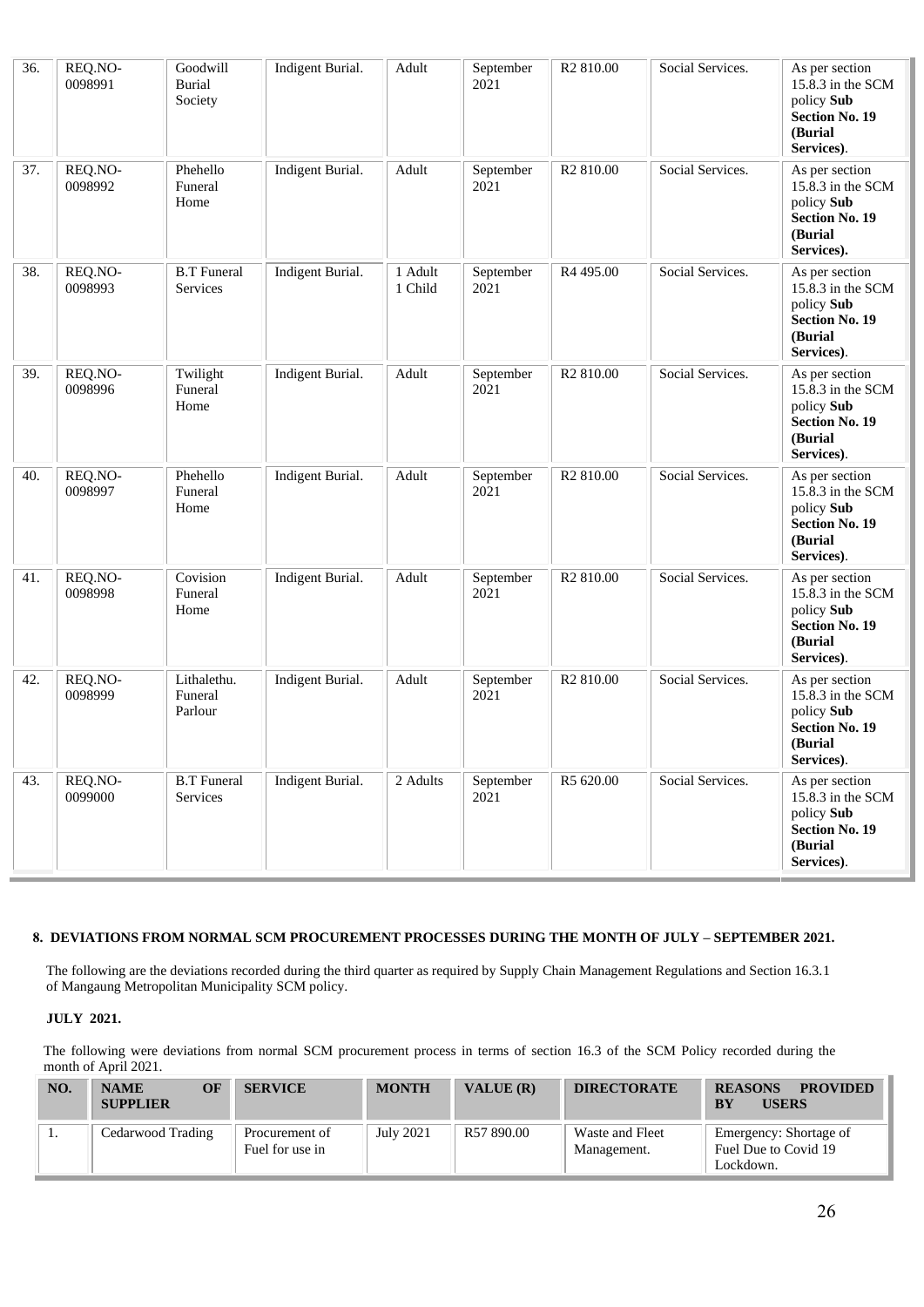| 36. | REQ.NO-0098991 | Goodwill Burial Society | Indigent Burial. | Adult | September 2021 | R2 810.00 | Social Services. | As per section 15.8.3 in the SCM policy **Sub Section No. 19 (Burial Services)**. |
|---|---|---|---|---|---|---|---|---|
| 37. | REQ.NO-0098992 | Phehello Funeral Home | Indigent Burial. | Adult | September 2021 | R2 810.00 | Social Services. | As per section 15.8.3 in the SCM policy **Sub Section No. 19 (Burial Services).** |
| 38. | REQ.NO-0098993 | B.T Funeral Services | Indigent Burial. | 1 Adult 1 Child | September 2021 | R4 495.00 | Social Services. | As per section 15.8.3 in the SCM policy **Sub Section No. 19 (Burial Services)**. |
| 39. | REQ.NO-0098996 | Twilight Funeral Home | Indigent Burial. | Adult | September 2021 | R2 810.00 | Social Services. | As per section 15.8.3 in the SCM policy **Sub Section No. 19 (Burial Services)**. |
| 40. | REQ.NO-0098997 | Phehello Funeral Home | Indigent Burial. | Adult | September 2021 | R2 810.00 | Social Services. | As per section 15.8.3 in the SCM policy **Sub Section No. 19 (Burial Services)**. |
| 41. | REQ.NO-0098998 | Covision Funeral Home | Indigent Burial. | Adult | September 2021 | R2 810.00 | Social Services. | As per section 15.8.3 in the SCM policy **Sub Section No. 19 (Burial Services)**. |
| 42. | REQ.NO-0098999 | Lithalethu. Funeral Parlour | Indigent Burial. | Adult | September 2021 | R2 810.00 | Social Services. | As per section 15.8.3 in the SCM policy **Sub Section No. 19 (Burial Services)**. |
| 43. | REQ.NO-0099000 | B.T Funeral Services | Indigent Burial. | 2 Adults | September 2021 | R5 620.00 | Social Services. | As per section 15.8.3 in the SCM policy **Sub Section No. 19 (Burial Services)**. |

**8. DEVIATIONS FROM NORMAL SCM PROCUREMENT PROCESSES DURING THE MONTH OF JULY – SEPTEMBER 2021.**

The following are the deviations recorded during the third quarter as required by Supply Chain Management Regulations and Section 16.3.1 of Mangaung Metropolitan Municipality SCM policy.

**JULY 2021.**

The following were deviations from normal SCM procurement process in terms of section 16.3 of the SCM Policy recorded during the month of April 2021.

| NO. | NAME OF SUPPLIER | SERVICE | MONTH | VALUE (R) | DIRECTORATE | REASONS PROVIDED BY USERS |
|---|---|---|---|---|---|---|
| 1. | Cedarwood Trading | Procurement of Fuel for use in | July 2021 | R57 890.00 | Waste and Fleet Management. | Emergency: Shortage of Fuel Due to Covid 19 Lockdown. |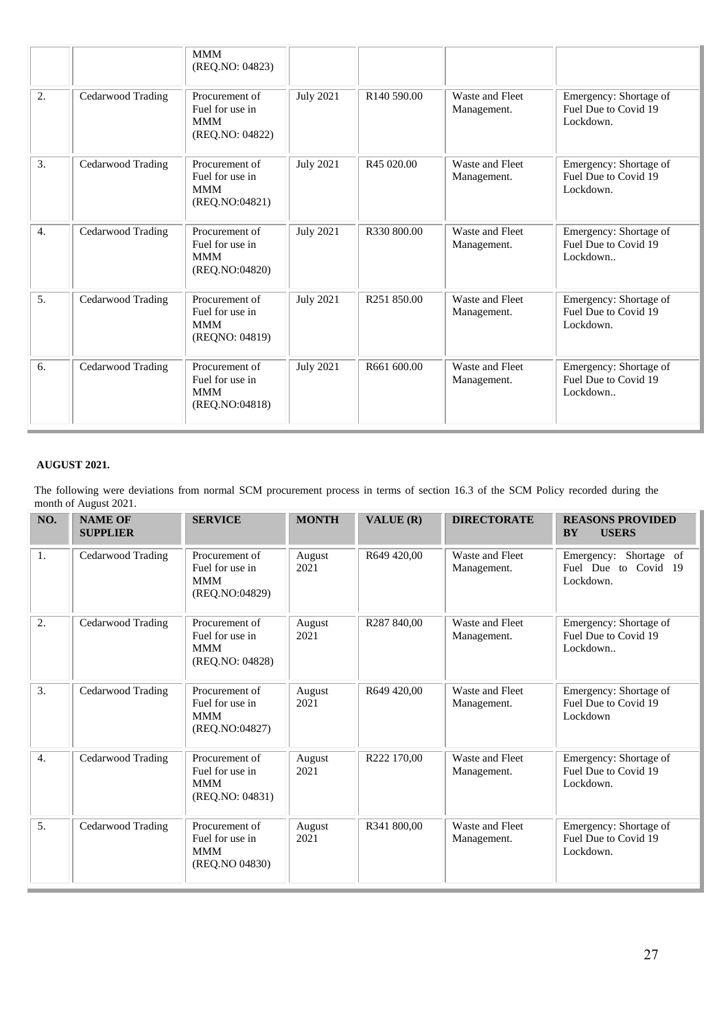| | | MMM (REQ.NO: 04823) | | | | |
|---|---|---|---|---|---|---|
| 2. | Cedarwood Trading | Procurement of Fuel for use in MMM (REQ.NO: 04822) | July 2021 | R140 590.00 | Waste and Fleet Management. | Emergency: Shortage of Fuel Due to Covid 19 Lockdown. |
| 3. | Cedarwood Trading | Procurement of Fuel for use in MMM (REQ.NO:04821) | July 2021 | R45 020.00 | Waste and Fleet Management. | Emergency: Shortage of Fuel Due to Covid 19 Lockdown. |
| 4. | Cedarwood Trading | Procurement of Fuel for use in MMM (REQ.NO:04820) | July 2021 | R330 800.00 | Waste and Fleet Management. | Emergency: Shortage of Fuel Due to Covid 19 Lockdown.. |
| 5. | Cedarwood Trading | Procurement of Fuel for use in MMM (REQNO: 04819) | July 2021 | R251 850.00 | Waste and Fleet Management. | Emergency: Shortage of Fuel Due to Covid 19 Lockdown. |
| 6. | Cedarwood Trading | Procurement of Fuel for use in MMM (REQ.NO:04818) | July 2021 | R661 600.00 | Waste and Fleet Management. | Emergency: Shortage of Fuel Due to Covid 19 Lockdown.. |

**AUGUST 2021.**

The following were deviations from normal SCM procurement process in terms of section 16.3 of the SCM Policy recorded during the month of August 2021.

| NO. | NAME OF SUPPLIER | SERVICE | MONTH | VALUE (R) | DIRECTORATE | REASONS PROVIDED BY USERS |
|---|---|---|---|---|---|---|
| 1. | Cedarwood Trading | Procurement of Fuel for use in MMM (REQ.NO:04829) | August 2021 | R649 420,00 | Waste and Fleet Management. | Emergency: Shortage of Fuel Due to Covid 19 Lockdown. |
| 2. | Cedarwood Trading | Procurement of Fuel for use in MMM (REQ.NO: 04828) | August 2021 | R287 840,00 | Waste and Fleet Management. | Emergency: Shortage of Fuel Due to Covid 19 Lockdown.. |
| 3. | Cedarwood Trading | Procurement of Fuel for use in MMM (REQ.NO:04827) | August 2021 | R649 420,00 | Waste and Fleet Management. | Emergency: Shortage of Fuel Due to Covid 19 Lockdown |
| 4. | Cedarwood Trading | Procurement of Fuel for use in MMM (REQ.NO: 04831) | August 2021 | R222 170,00 | Waste and Fleet Management. | Emergency: Shortage of Fuel Due to Covid 19 Lockdown. |
| 5. | Cedarwood Trading | Procurement of Fuel for use in MMM (REQ.NO 04830) | August 2021 | R341 800,00 | Waste and Fleet Management. | Emergency: Shortage of Fuel Due to Covid 19 Lockdown. |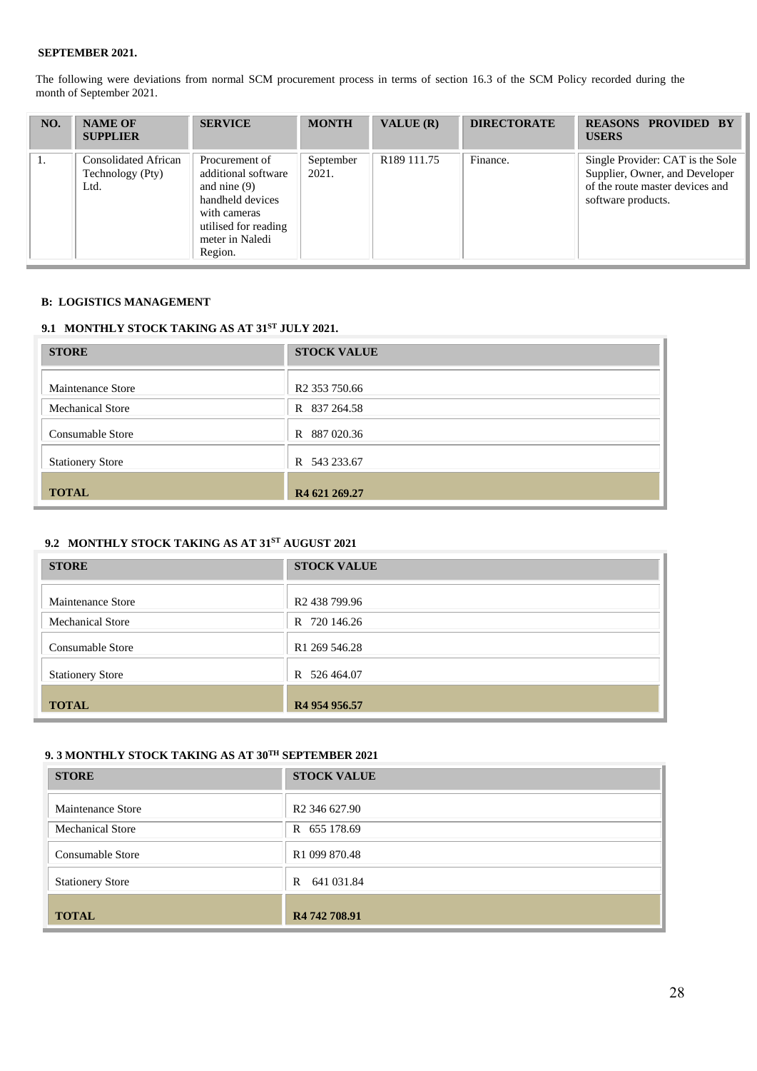**SEPTEMBER 2021.**

The following were deviations from normal SCM procurement process in terms of section 16.3 of the SCM Policy recorded during the month of September 2021.

| NO. | NAME OF SUPPLIER | SERVICE | MONTH | VALUE (R) | DIRECTORATE | REASONS PROVIDED BY USERS |
|---|---|---|---|---|---|---|
| 1. | Consolidated African Technology (Pty) Ltd. | Procurement of additional software and nine (9) handheld devices with cameras utilised for reading meter in Naledi Region. | September 2021. | R189 111.75 | Finance. | Single Provider: CAT is the Sole Supplier, Owner, and Developer of the route master devices and software products. |

## B: LOGISTICS MANAGEMENT

### 9.1 MONTHLY STOCK TAKING AS AT 31ST JULY 2021.

| STORE | STOCK VALUE |
|---|---|
| Maintenance Store | R2 353 750.66 |
| Mechanical Store | R 837 264.58 |
| Consumable Store | R 887 020.36 |
| Stationery Store | R 543 233.67 |
| **TOTAL** | **R4 621 269.27** |

### 9.2 MONTHLY STOCK TAKING AS AT 31ST AUGUST 2021

| STORE | STOCK VALUE |
|---|---|
| Maintenance Store | R2 438 799.96 |
| Mechanical Store | R 720 146.26 |
| Consumable Store | R1 269 546.28 |
| Stationery Store | R 526 464.07 |
| **TOTAL** | **R4 954 956.57** |

### 9. 3 MONTHLY STOCK TAKING AS AT 30TH SEPTEMBER 2021

| STORE | STOCK VALUE |
|---|---|
| Maintenance Store | R2 346 627.90 |
| Mechanical Store | R 655 178.69 |
| Consumable Store | R1 099 870.48 |
| Stationery Store | R 641 031.84 |
| **TOTAL** | **R4 742 708.91** |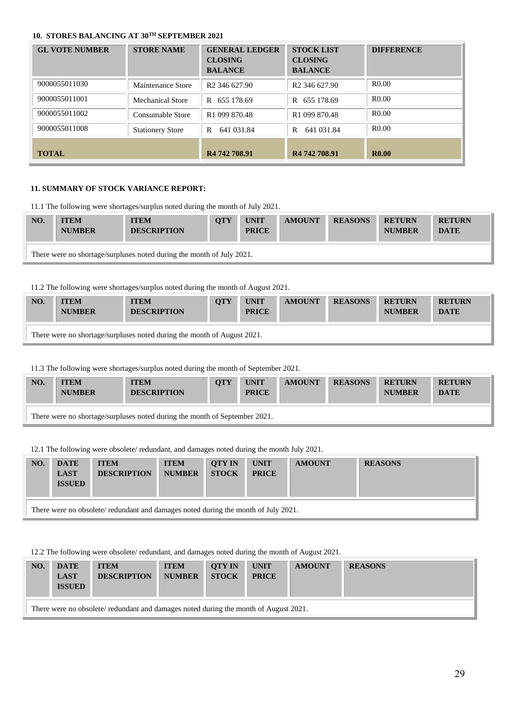### 10. STORES BALANCING AT 30TH SEPTEMBER 2021

| GL VOTE NUMBER | STORE NAME | GENERAL LEDGER CLOSING BALANCE | STOCK LIST CLOSING BALANCE | DIFFERENCE |
|---|---|---|---|---|
| 9000055011030 | Maintenance Store | R2 346 627.90 | R2 346 627.90 | R0.00 |
| 9000055011001 | Mechanical Store | R 655 178.69 | R 655 178.69 | R0.00 |
| 9000055011002 | Consumable Store | R1 099 870.48 | R1 099 870.48 | R0.00 |
| 9000055011008 | Stationery Store | R 641 031.84 | R 641 031.84 | R0.00 |
| **TOTAL** | | **R4 742 708.91** | **R4 742 708.91** | **R0.00** |

### 11. SUMMARY OF STOCK VARIANCE REPORT:

11.1 The following were shortages/surplus noted during the month of July 2021.

| NO. | ITEM NUMBER | ITEM DESCRIPTION | QTY | UNIT PRICE | AMOUNT | REASONS | RETURN NUMBER | RETURN DATE |
|---|---|---|---|---|---|---|---|---|
| There were no shortage/surpluses noted during the month of July 2021. | | | | | | | | |

11.2 The following were shortages/surplus noted during the month of August 2021.

| NO. | ITEM NUMBER | ITEM DESCRIPTION | QTY | UNIT PRICE | AMOUNT | REASONS | RETURN NUMBER | RETURN DATE |
|---|---|---|---|---|---|---|---|---|
| There were no shortage/surpluses noted during the month of August 2021. | | | | | | | | |

11.3 The following were shortages/surplus noted during the month of September 2021.

| NO. | ITEM NUMBER | ITEM DESCRIPTION | QTY | UNIT PRICE | AMOUNT | REASONS | RETURN NUMBER | RETURN DATE |
|---|---|---|---|---|---|---|---|---|
| There were no shortage/surpluses noted during the month of September 2021. | | | | | | | | |

12.1 The following were obsolete/ redundant, and damages noted during the month July 2021.

| NO. | DATE LAST ISSUED | ITEM DESCRIPTION | ITEM NUMBER | QTY IN STOCK | UNIT PRICE | AMOUNT | REASONS |
|---|---|---|---|---|---|---|---|
| There were no obsolete/ redundant and damages noted during the month of July 2021. | | | | | | | |

12.2 The following were obsolete/ redundant, and damages noted during the month of August 2021.

| NO. | DATE LAST ISSUED | ITEM DESCRIPTION | ITEM NUMBER | QTY IN STOCK | UNIT PRICE | AMOUNT | REASONS |
|---|---|---|---|---|---|---|---|
| There were no obsolete/ redundant and damages noted during the month of August 2021. | | | | | | | |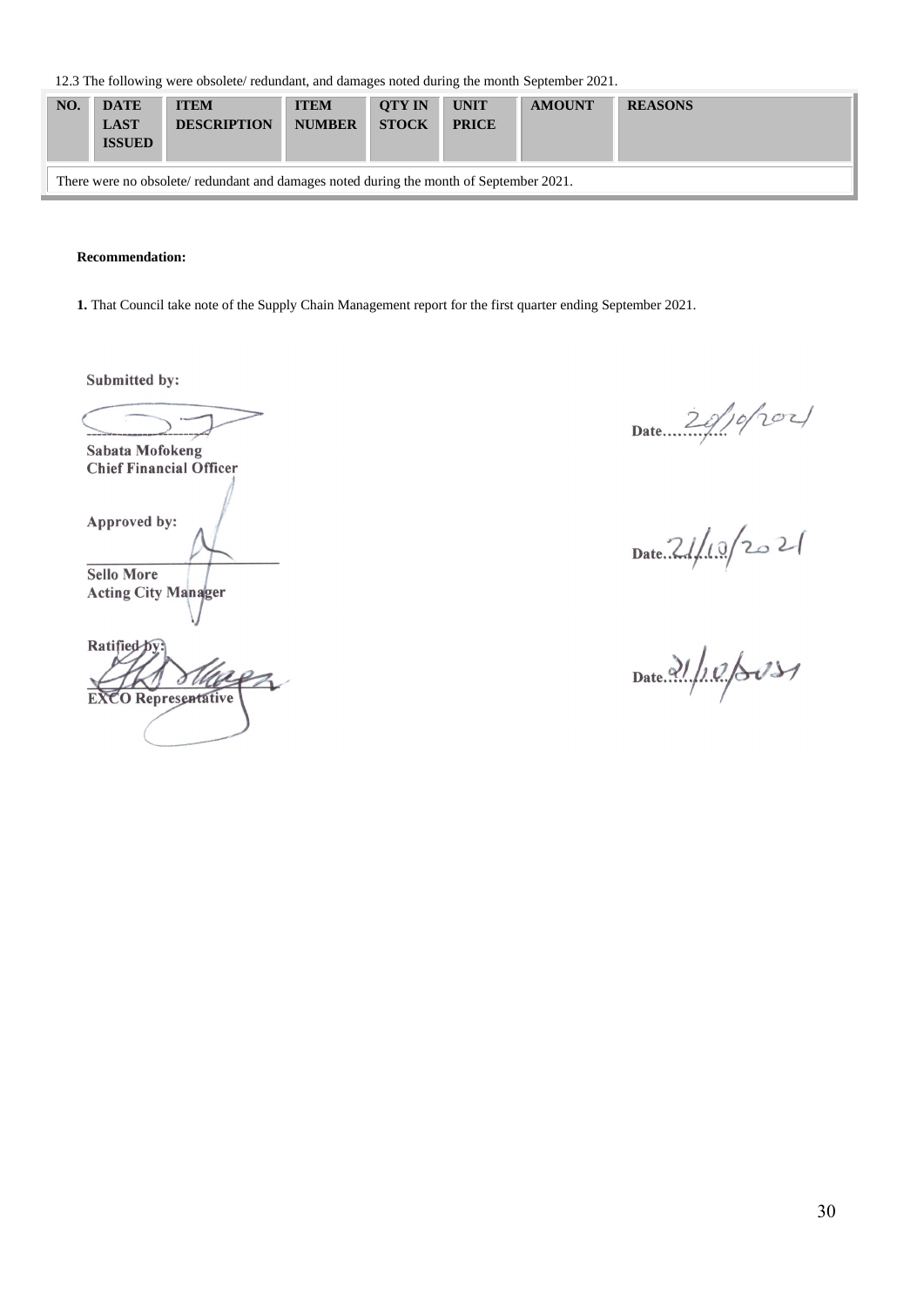12.3 The following were obsolete/ redundant, and damages noted during the month September 2021.

| NO. | DATE LAST ISSUED | ITEM DESCRIPTION | ITEM NUMBER | QTY IN STOCK | UNIT PRICE | AMOUNT | REASONS |
|---|---|---|---|---|---|---|---|
| There were no obsolete/ redundant and damages noted during the month of September 2021. | | | | | | | |

**Recommendation:**

**1.** That Council take note of the Supply Chain Management report for the first quarter ending September 2021.

**Submitted by:**

-----------------------

**Sabata Mofokeng**
**Chief Financial Officer**

Date 20/10/2021

**Approved by:**

_______________________

**Sello More**
**Acting City Manager**

Date 21/10/2021

**Ratified by:**

_______________________

**EXCO Representative**

Date 21/10/2021